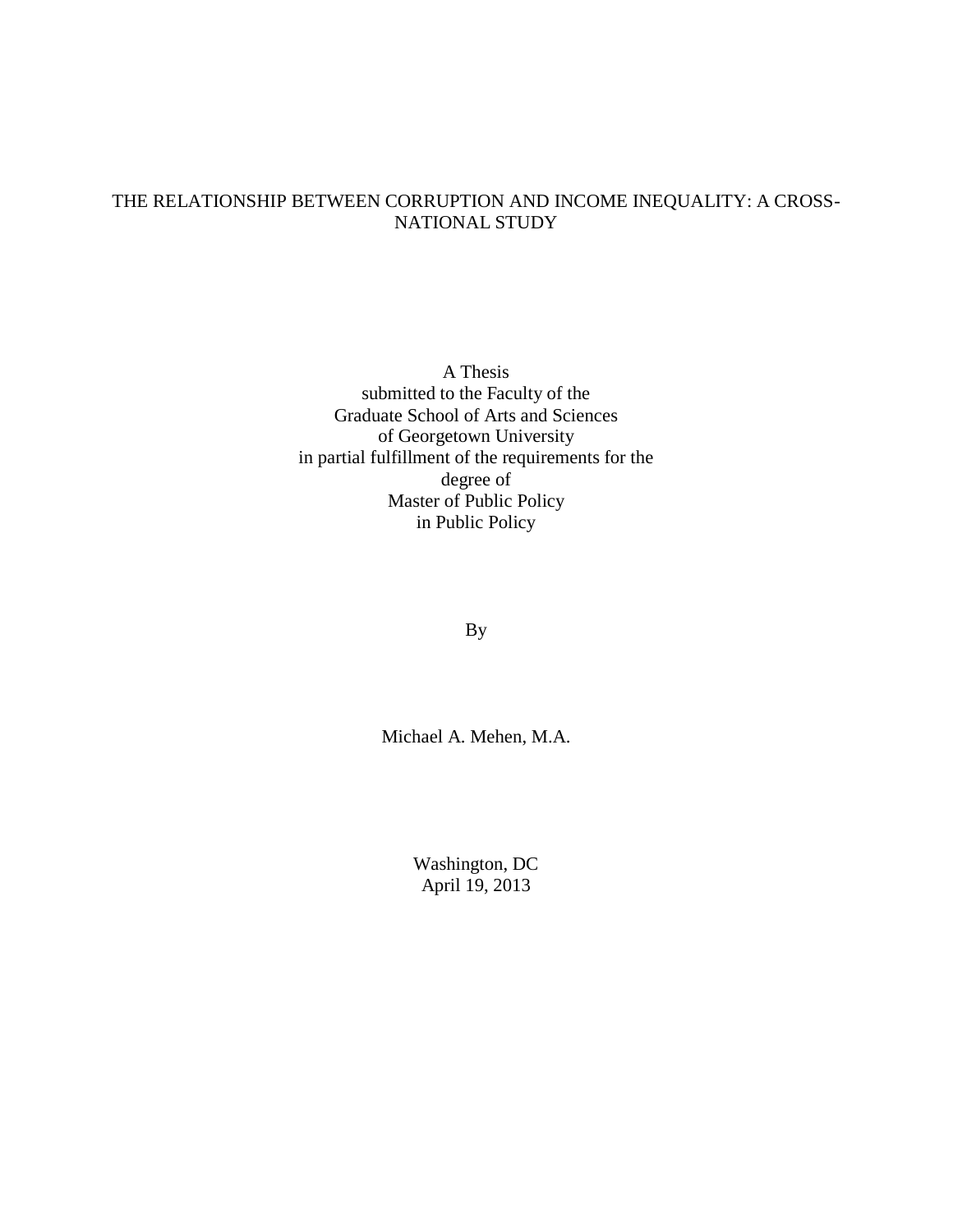# THE RELATIONSHIP BETWEEN CORRUPTION AND INCOME INEQUALITY: A CROSS-NATIONAL STUDY

A Thesis
submitted to the Faculty of the
Graduate School of Arts and Sciences
of Georgetown University
in partial fulfillment of the requirements for the
degree of
Master of Public Policy
in Public Policy

By

Michael A. Mehen, M.A.

Washington, DC
April 19, 2013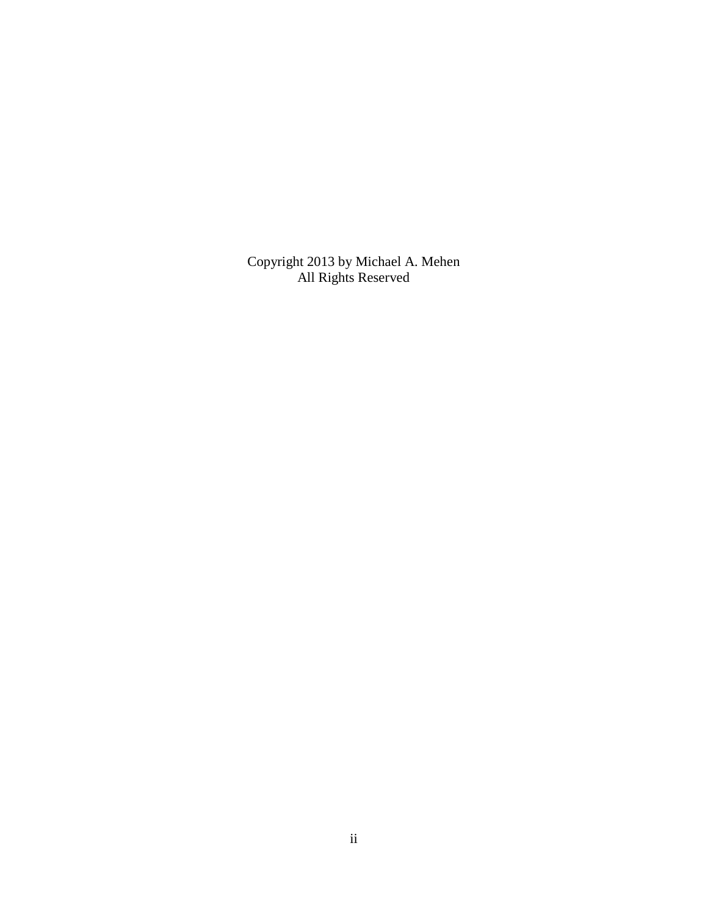Copyright 2013 by Michael A. Mehen
All Rights Reserved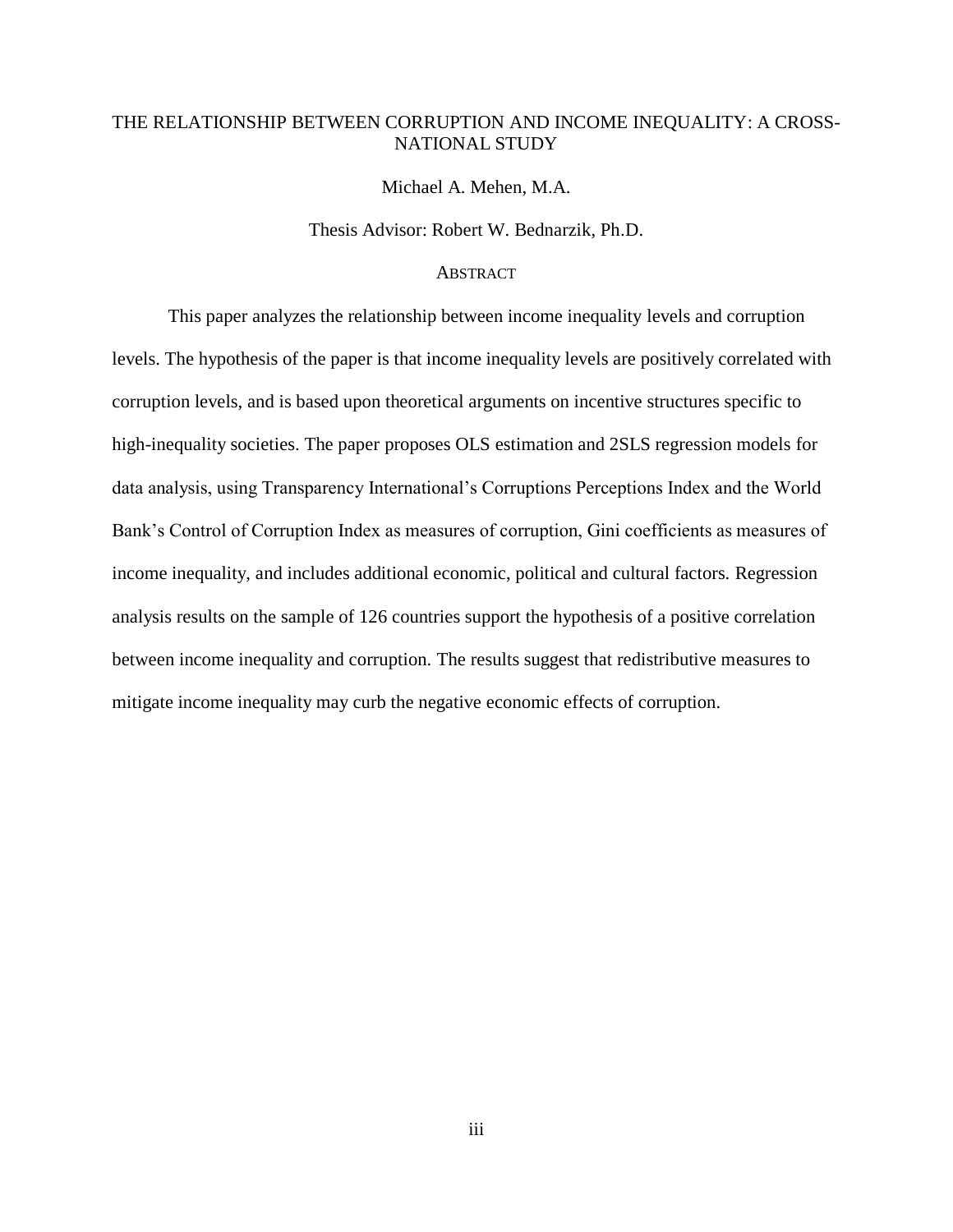THE RELATIONSHIP BETWEEN CORRUPTION AND INCOME INEQUALITY: A CROSS-NATIONAL STUDY

Michael A. Mehen, M.A.

Thesis Advisor: Robert W. Bednarzik, Ph.D.

## ABSTRACT

This paper analyzes the relationship between income inequality levels and corruption levels. The hypothesis of the paper is that income inequality levels are positively correlated with corruption levels, and is based upon theoretical arguments on incentive structures specific to high-inequality societies. The paper proposes OLS estimation and 2SLS regression models for data analysis, using Transparency International's Corruptions Perceptions Index and the World Bank's Control of Corruption Index as measures of corruption, Gini coefficients as measures of income inequality, and includes additional economic, political and cultural factors. Regression analysis results on the sample of 126 countries support the hypothesis of a positive correlation between income inequality and corruption. The results suggest that redistributive measures to mitigate income inequality may curb the negative economic effects of corruption.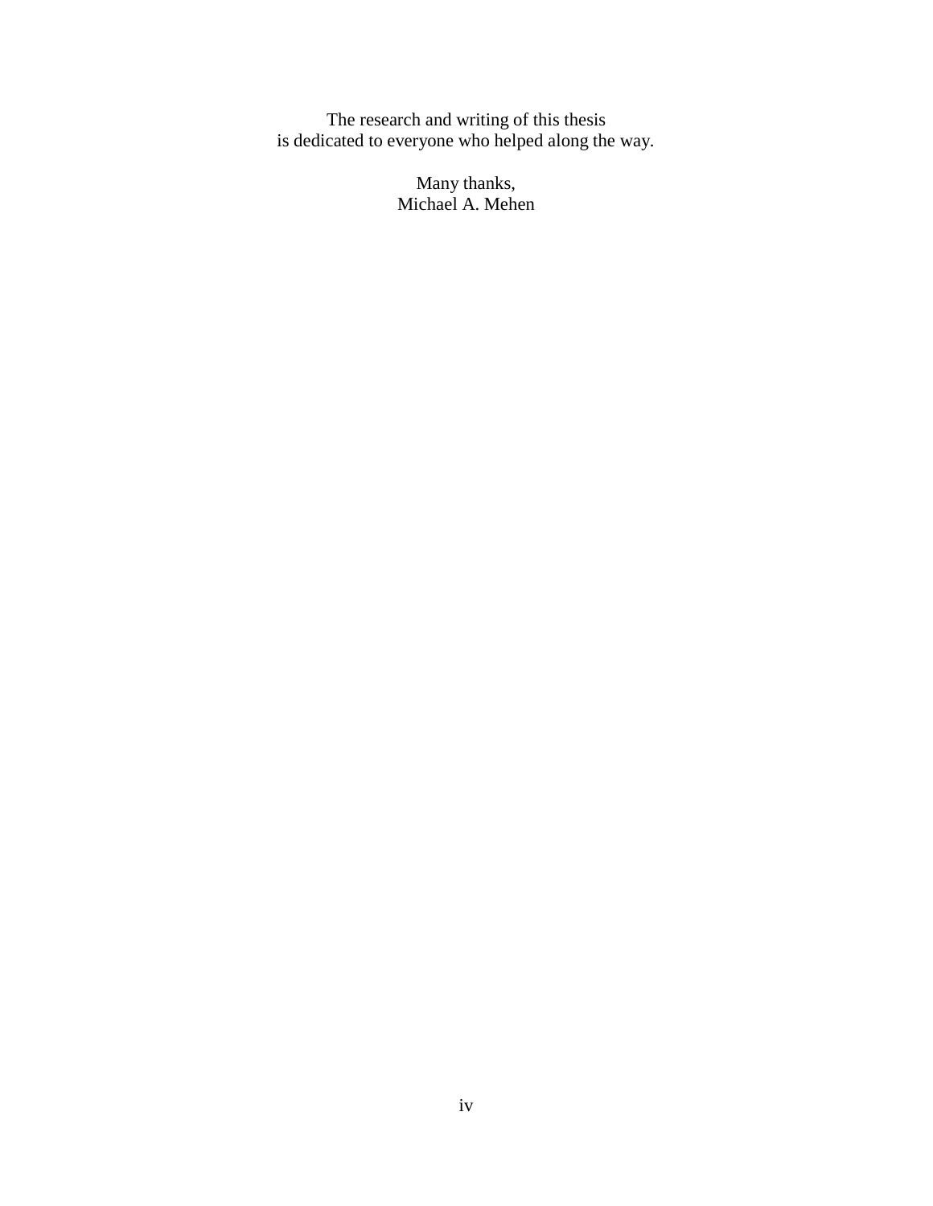The research and writing of this thesis
is dedicated to everyone who helped along the way.

Many thanks,
Michael A. Mehen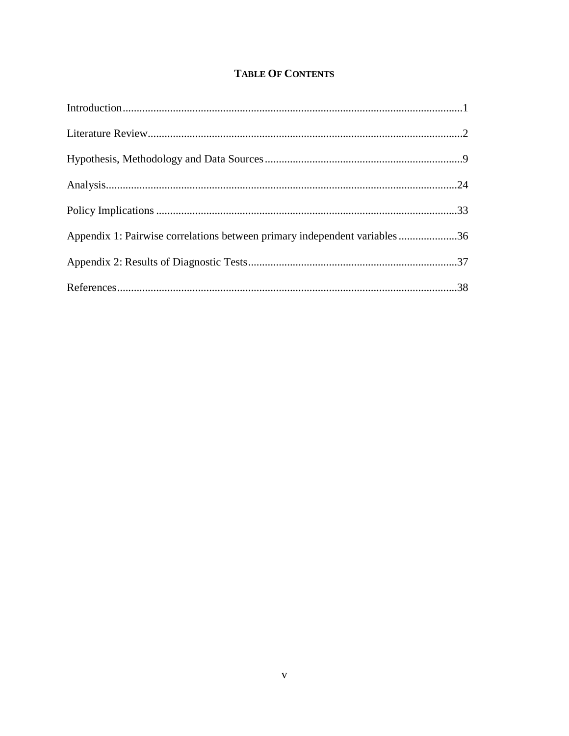# TABLE OF CONTENTS

Introduction....................................................................................................................1

Literature Review............................................................................................................2

Hypothesis, Methodology and Data Sources......................................................................9

Analysis.........................................................................................................................24

Policy Implications ........................................................................................................33

Appendix 1: Pairwise correlations between primary independent variables.....................36

Appendix 2: Results of Diagnostic Tests..........................................................................37

References......................................................................................................................38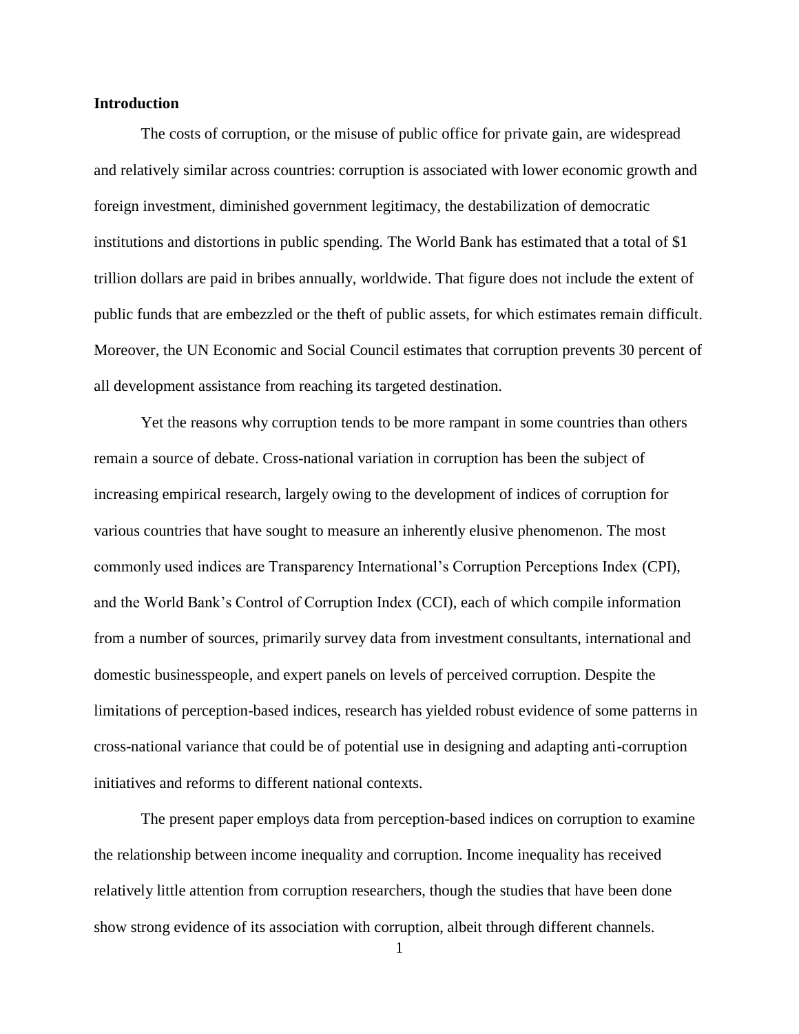**Introduction**

The costs of corruption, or the misuse of public office for private gain, are widespread and relatively similar across countries: corruption is associated with lower economic growth and foreign investment, diminished government legitimacy, the destabilization of democratic institutions and distortions in public spending. The World Bank has estimated that a total of $1 trillion dollars are paid in bribes annually, worldwide. That figure does not include the extent of public funds that are embezzled or the theft of public assets, for which estimates remain difficult. Moreover, the UN Economic and Social Council estimates that corruption prevents 30 percent of all development assistance from reaching its targeted destination.

Yet the reasons why corruption tends to be more rampant in some countries than others remain a source of debate. Cross-national variation in corruption has been the subject of increasing empirical research, largely owing to the development of indices of corruption for various countries that have sought to measure an inherently elusive phenomenon. The most commonly used indices are Transparency International's Corruption Perceptions Index (CPI), and the World Bank's Control of Corruption Index (CCI), each of which compile information from a number of sources, primarily survey data from investment consultants, international and domestic businesspeople, and expert panels on levels of perceived corruption. Despite the limitations of perception-based indices, research has yielded robust evidence of some patterns in cross-national variance that could be of potential use in designing and adapting anti-corruption initiatives and reforms to different national contexts.

The present paper employs data from perception-based indices on corruption to examine the relationship between income inequality and corruption. Income inequality has received relatively little attention from corruption researchers, though the studies that have been done show strong evidence of its association with corruption, albeit through different channels.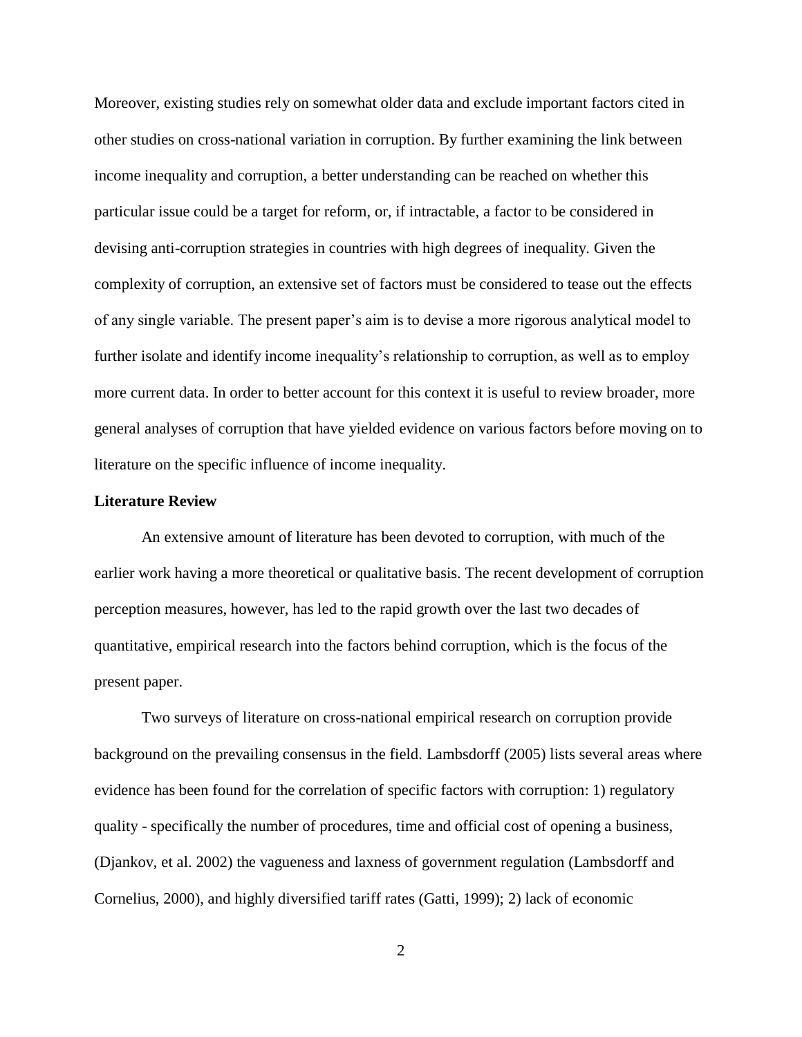Moreover, existing studies rely on somewhat older data and exclude important factors cited in other studies on cross-national variation in corruption. By further examining the link between income inequality and corruption, a better understanding can be reached on whether this particular issue could be a target for reform, or, if intractable, a factor to be considered in devising anti-corruption strategies in countries with high degrees of inequality. Given the complexity of corruption, an extensive set of factors must be considered to tease out the effects of any single variable. The present paper's aim is to devise a more rigorous analytical model to further isolate and identify income inequality's relationship to corruption, as well as to employ more current data. In order to better account for this context it is useful to review broader, more general analyses of corruption that have yielded evidence on various factors before moving on to literature on the specific influence of income inequality.

**Literature Review**

An extensive amount of literature has been devoted to corruption, with much of the earlier work having a more theoretical or qualitative basis. The recent development of corruption perception measures, however, has led to the rapid growth over the last two decades of quantitative, empirical research into the factors behind corruption, which is the focus of the present paper.

Two surveys of literature on cross-national empirical research on corruption provide background on the prevailing consensus in the field. Lambsdorff (2005) lists several areas where evidence has been found for the correlation of specific factors with corruption: 1) regulatory quality - specifically the number of procedures, time and official cost of opening a business, (Djankov, et al. 2002) the vagueness and laxness of government regulation (Lambsdorff and Cornelius, 2000), and highly diversified tariff rates (Gatti, 1999); 2) lack of economic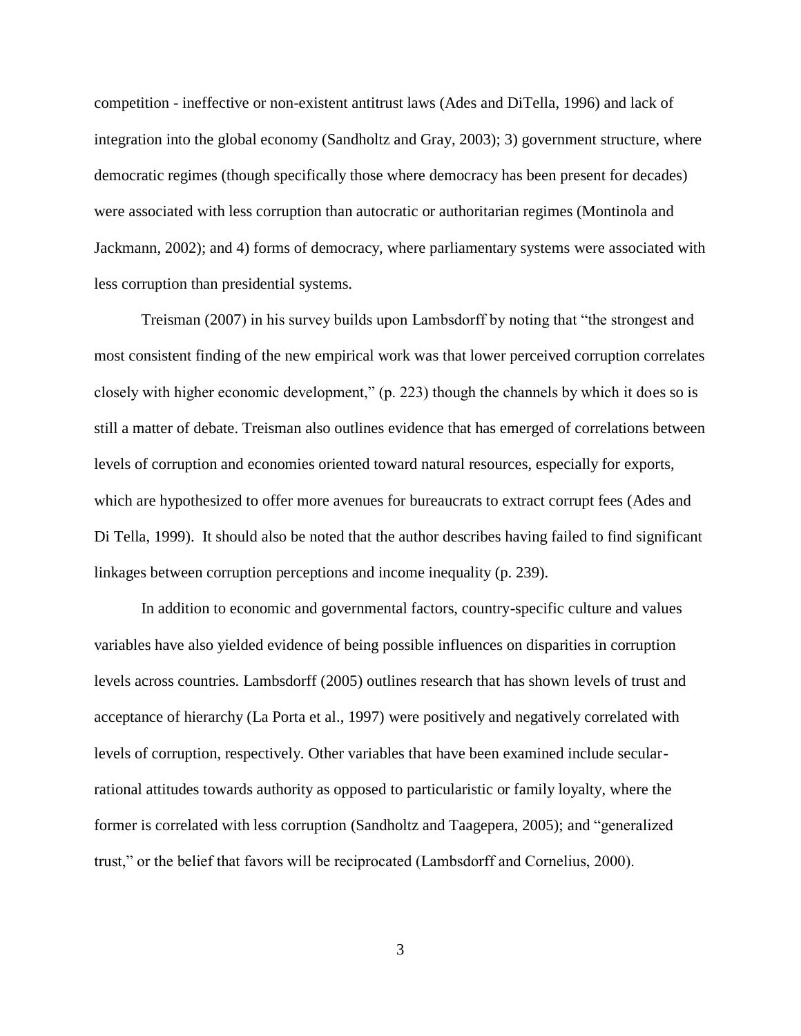competition - ineffective or non-existent antitrust laws (Ades and DiTella, 1996) and lack of integration into the global economy (Sandholtz and Gray, 2003); 3) government structure, where democratic regimes (though specifically those where democracy has been present for decades) were associated with less corruption than autocratic or authoritarian regimes (Montinola and Jackmann, 2002); and 4) forms of democracy, where parliamentary systems were associated with less corruption than presidential systems.

Treisman (2007) in his survey builds upon Lambsdorff by noting that "the strongest and most consistent finding of the new empirical work was that lower perceived corruption correlates closely with higher economic development," (p. 223) though the channels by which it does so is still a matter of debate. Treisman also outlines evidence that has emerged of correlations between levels of corruption and economies oriented toward natural resources, especially for exports, which are hypothesized to offer more avenues for bureaucrats to extract corrupt fees (Ades and Di Tella, 1999). It should also be noted that the author describes having failed to find significant linkages between corruption perceptions and income inequality (p. 239).

In addition to economic and governmental factors, country-specific culture and values variables have also yielded evidence of being possible influences on disparities in corruption levels across countries. Lambsdorff (2005) outlines research that has shown levels of trust and acceptance of hierarchy (La Porta et al., 1997) were positively and negatively correlated with levels of corruption, respectively. Other variables that have been examined include secular-rational attitudes towards authority as opposed to particularistic or family loyalty, where the former is correlated with less corruption (Sandholtz and Taagepera, 2005); and "generalized trust," or the belief that favors will be reciprocated (Lambsdorff and Cornelius, 2000).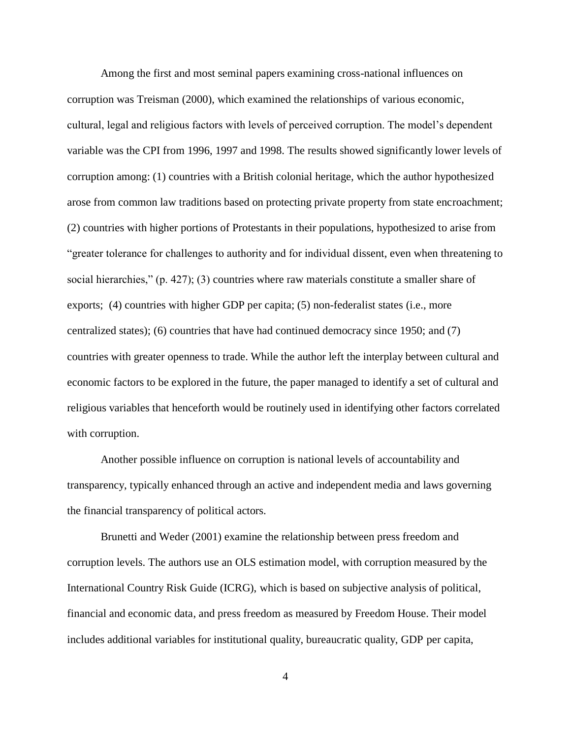Among the first and most seminal papers examining cross-national influences on corruption was Treisman (2000), which examined the relationships of various economic, cultural, legal and religious factors with levels of perceived corruption. The model's dependent variable was the CPI from 1996, 1997 and 1998. The results showed significantly lower levels of corruption among: (1) countries with a British colonial heritage, which the author hypothesized arose from common law traditions based on protecting private property from state encroachment; (2) countries with higher portions of Protestants in their populations, hypothesized to arise from "greater tolerance for challenges to authority and for individual dissent, even when threatening to social hierarchies," (p. 427); (3) countries where raw materials constitute a smaller share of exports; (4) countries with higher GDP per capita; (5) non-federalist states (i.e., more centralized states); (6) countries that have had continued democracy since 1950; and (7) countries with greater openness to trade. While the author left the interplay between cultural and economic factors to be explored in the future, the paper managed to identify a set of cultural and religious variables that henceforth would be routinely used in identifying other factors correlated with corruption.

Another possible influence on corruption is national levels of accountability and transparency, typically enhanced through an active and independent media and laws governing the financial transparency of political actors.

Brunetti and Weder (2001) examine the relationship between press freedom and corruption levels. The authors use an OLS estimation model, with corruption measured by the International Country Risk Guide (ICRG), which is based on subjective analysis of political, financial and economic data, and press freedom as measured by Freedom House. Their model includes additional variables for institutional quality, bureaucratic quality, GDP per capita,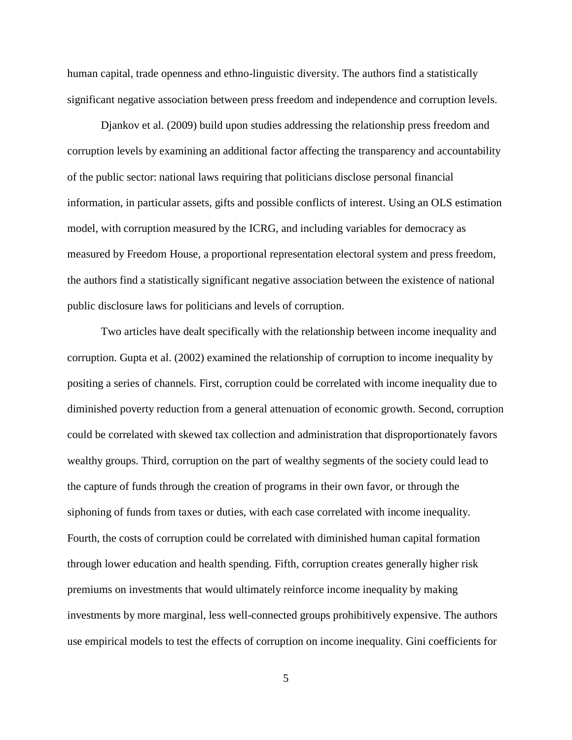human capital, trade openness and ethno-linguistic diversity. The authors find a statistically significant negative association between press freedom and independence and corruption levels.

Djankov et al. (2009) build upon studies addressing the relationship press freedom and corruption levels by examining an additional factor affecting the transparency and accountability of the public sector: national laws requiring that politicians disclose personal financial information, in particular assets, gifts and possible conflicts of interest. Using an OLS estimation model, with corruption measured by the ICRG, and including variables for democracy as measured by Freedom House, a proportional representation electoral system and press freedom, the authors find a statistically significant negative association between the existence of national public disclosure laws for politicians and levels of corruption.

Two articles have dealt specifically with the relationship between income inequality and corruption. Gupta et al. (2002) examined the relationship of corruption to income inequality by positing a series of channels. First, corruption could be correlated with income inequality due to diminished poverty reduction from a general attenuation of economic growth. Second, corruption could be correlated with skewed tax collection and administration that disproportionately favors wealthy groups. Third, corruption on the part of wealthy segments of the society could lead to the capture of funds through the creation of programs in their own favor, or through the siphoning of funds from taxes or duties, with each case correlated with income inequality. Fourth, the costs of corruption could be correlated with diminished human capital formation through lower education and health spending. Fifth, corruption creates generally higher risk premiums on investments that would ultimately reinforce income inequality by making investments by more marginal, less well-connected groups prohibitively expensive. The authors use empirical models to test the effects of corruption on income inequality. Gini coefficients for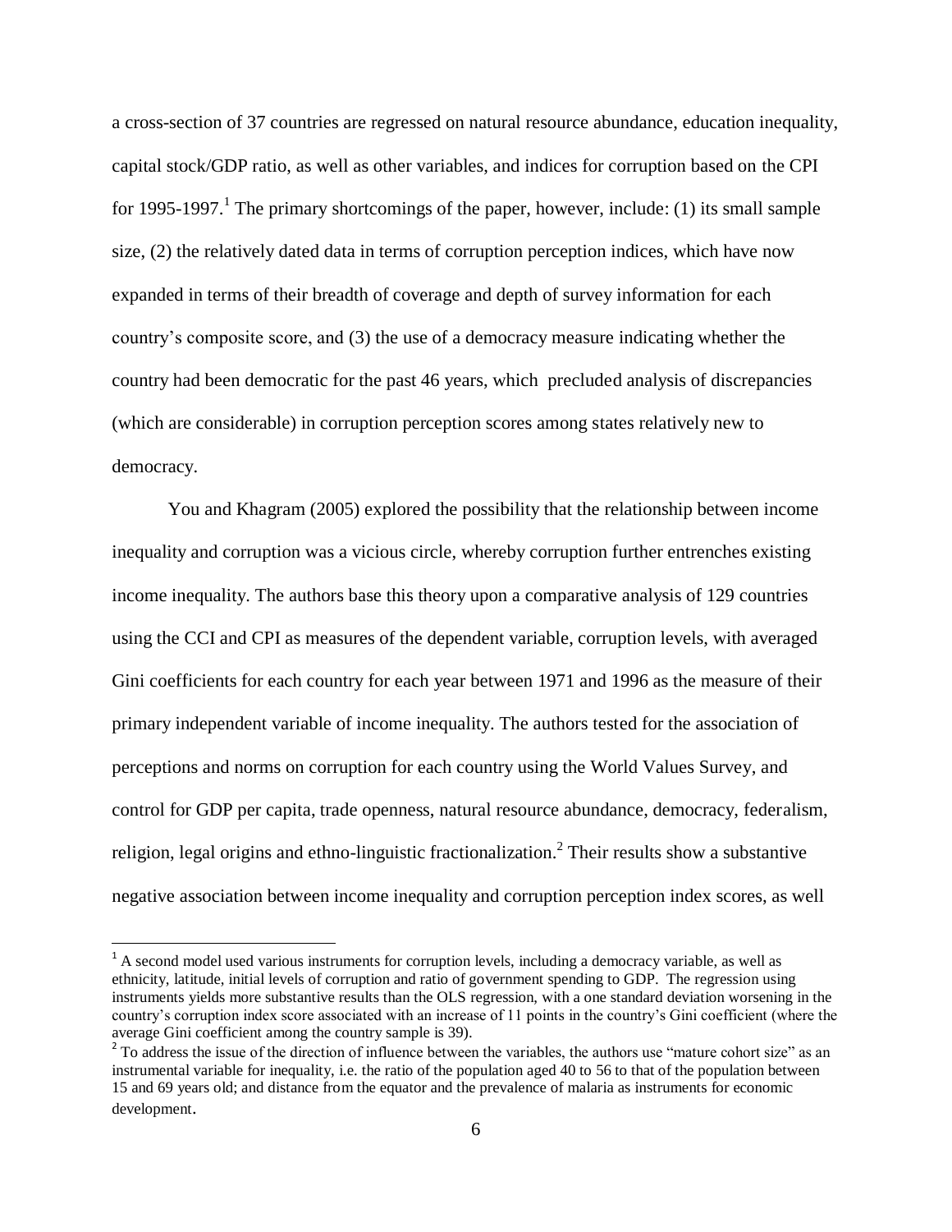a cross-section of 37 countries are regressed on natural resource abundance, education inequality, capital stock/GDP ratio, as well as other variables, and indices for corruption based on the CPI for 1995-1997.[1] The primary shortcomings of the paper, however, include: (1) its small sample size, (2) the relatively dated data in terms of corruption perception indices, which have now expanded in terms of their breadth of coverage and depth of survey information for each country's composite score, and (3) the use of a democracy measure indicating whether the country had been democratic for the past 46 years, which precluded analysis of discrepancies (which are considerable) in corruption perception scores among states relatively new to democracy.

You and Khagram (2005) explored the possibility that the relationship between income inequality and corruption was a vicious circle, whereby corruption further entrenches existing income inequality. The authors base this theory upon a comparative analysis of 129 countries using the CCI and CPI as measures of the dependent variable, corruption levels, with averaged Gini coefficients for each country for each year between 1971 and 1996 as the measure of their primary independent variable of income inequality. The authors tested for the association of perceptions and norms on corruption for each country using the World Values Survey, and control for GDP per capita, trade openness, natural resource abundance, democracy, federalism, religion, legal origins and ethno-linguistic fractionalization.[2] Their results show a substantive negative association between income inequality and corruption perception index scores, as well

---

[1] A second model used various instruments for corruption levels, including a democracy variable, as well as ethnicity, latitude, initial levels of corruption and ratio of government spending to GDP. The regression using instruments yields more substantive results than the OLS regression, with a one standard deviation worsening in the country's corruption index score associated with an increase of 11 points in the country's Gini coefficient (where the average Gini coefficient among the country sample is 39).

[2] To address the issue of the direction of influence between the variables, the authors use "mature cohort size" as an instrumental variable for inequality, i.e. the ratio of the population aged 40 to 56 to that of the population between 15 and 69 years old; and distance from the equator and the prevalence of malaria as instruments for economic development.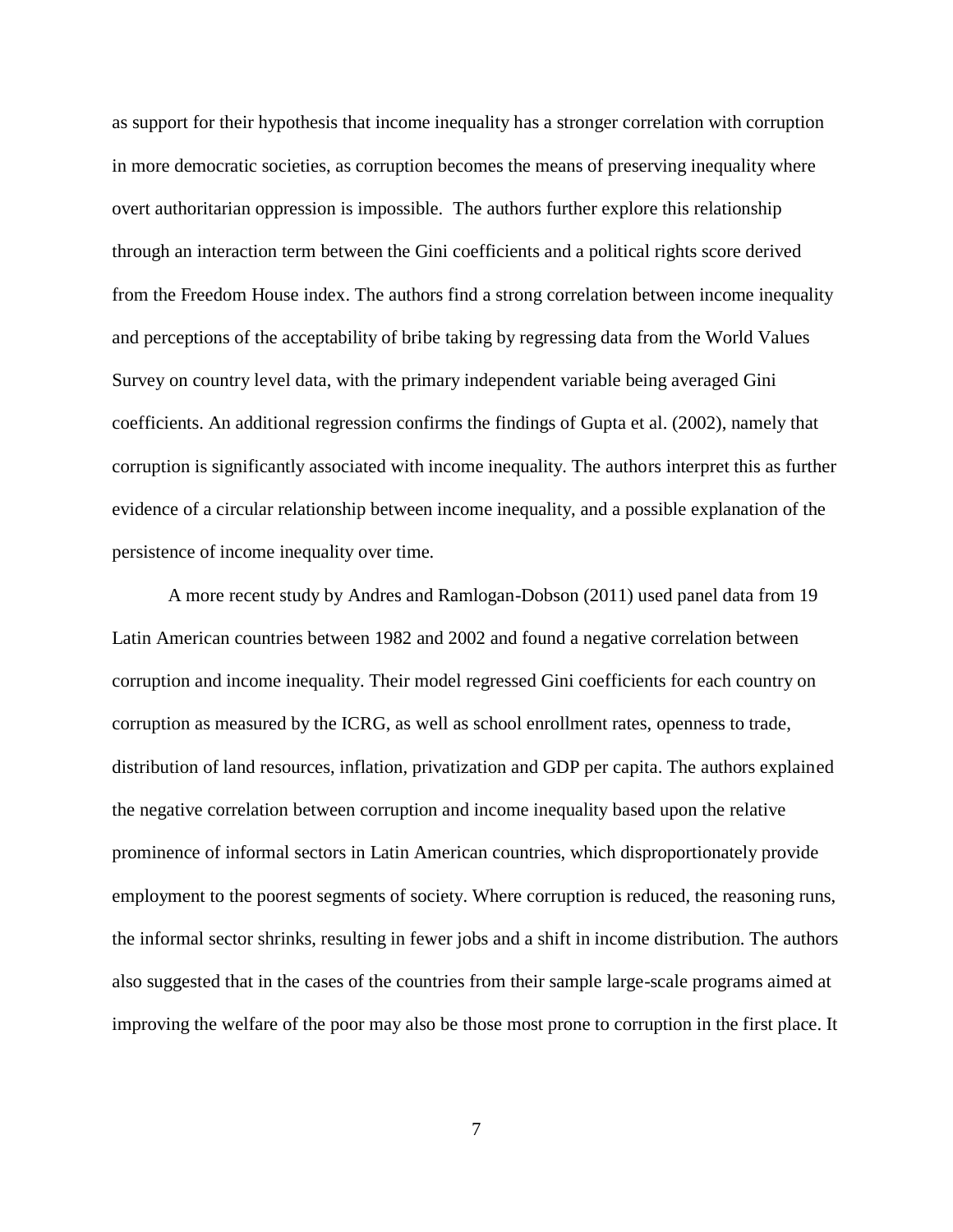as support for their hypothesis that income inequality has a stronger correlation with corruption in more democratic societies, as corruption becomes the means of preserving inequality where overt authoritarian oppression is impossible. The authors further explore this relationship through an interaction term between the Gini coefficients and a political rights score derived from the Freedom House index. The authors find a strong correlation between income inequality and perceptions of the acceptability of bribe taking by regressing data from the World Values Survey on country level data, with the primary independent variable being averaged Gini coefficients. An additional regression confirms the findings of Gupta et al. (2002), namely that corruption is significantly associated with income inequality. The authors interpret this as further evidence of a circular relationship between income inequality, and a possible explanation of the persistence of income inequality over time.

A more recent study by Andres and Ramlogan-Dobson (2011) used panel data from 19 Latin American countries between 1982 and 2002 and found a negative correlation between corruption and income inequality. Their model regressed Gini coefficients for each country on corruption as measured by the ICRG, as well as school enrollment rates, openness to trade, distribution of land resources, inflation, privatization and GDP per capita. The authors explained the negative correlation between corruption and income inequality based upon the relative prominence of informal sectors in Latin American countries, which disproportionately provide employment to the poorest segments of society. Where corruption is reduced, the reasoning runs, the informal sector shrinks, resulting in fewer jobs and a shift in income distribution. The authors also suggested that in the cases of the countries from their sample large-scale programs aimed at improving the welfare of the poor may also be those most prone to corruption in the first place. It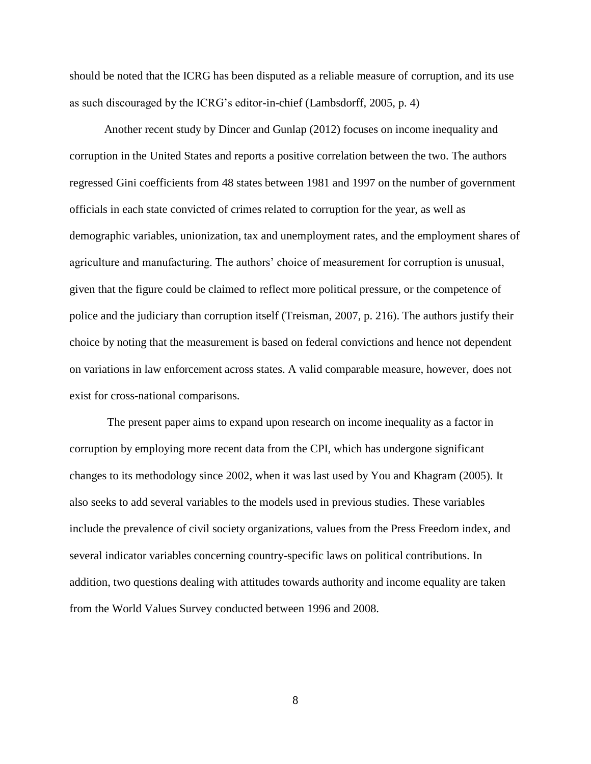should be noted that the ICRG has been disputed as a reliable measure of corruption, and its use as such discouraged by the ICRG's editor-in-chief (Lambsdorff, 2005, p. 4)

Another recent study by Dincer and Gunlap (2012) focuses on income inequality and corruption in the United States and reports a positive correlation between the two. The authors regressed Gini coefficients from 48 states between 1981 and 1997 on the number of government officials in each state convicted of crimes related to corruption for the year, as well as demographic variables, unionization, tax and unemployment rates, and the employment shares of agriculture and manufacturing. The authors' choice of measurement for corruption is unusual, given that the figure could be claimed to reflect more political pressure, or the competence of police and the judiciary than corruption itself (Treisman, 2007, p. 216). The authors justify their choice by noting that the measurement is based on federal convictions and hence not dependent on variations in law enforcement across states. A valid comparable measure, however, does not exist for cross-national comparisons.

The present paper aims to expand upon research on income inequality as a factor in corruption by employing more recent data from the CPI, which has undergone significant changes to its methodology since 2002, when it was last used by You and Khagram (2005). It also seeks to add several variables to the models used in previous studies. These variables include the prevalence of civil society organizations, values from the Press Freedom index, and several indicator variables concerning country-specific laws on political contributions. In addition, two questions dealing with attitudes towards authority and income equality are taken from the World Values Survey conducted between 1996 and 2008.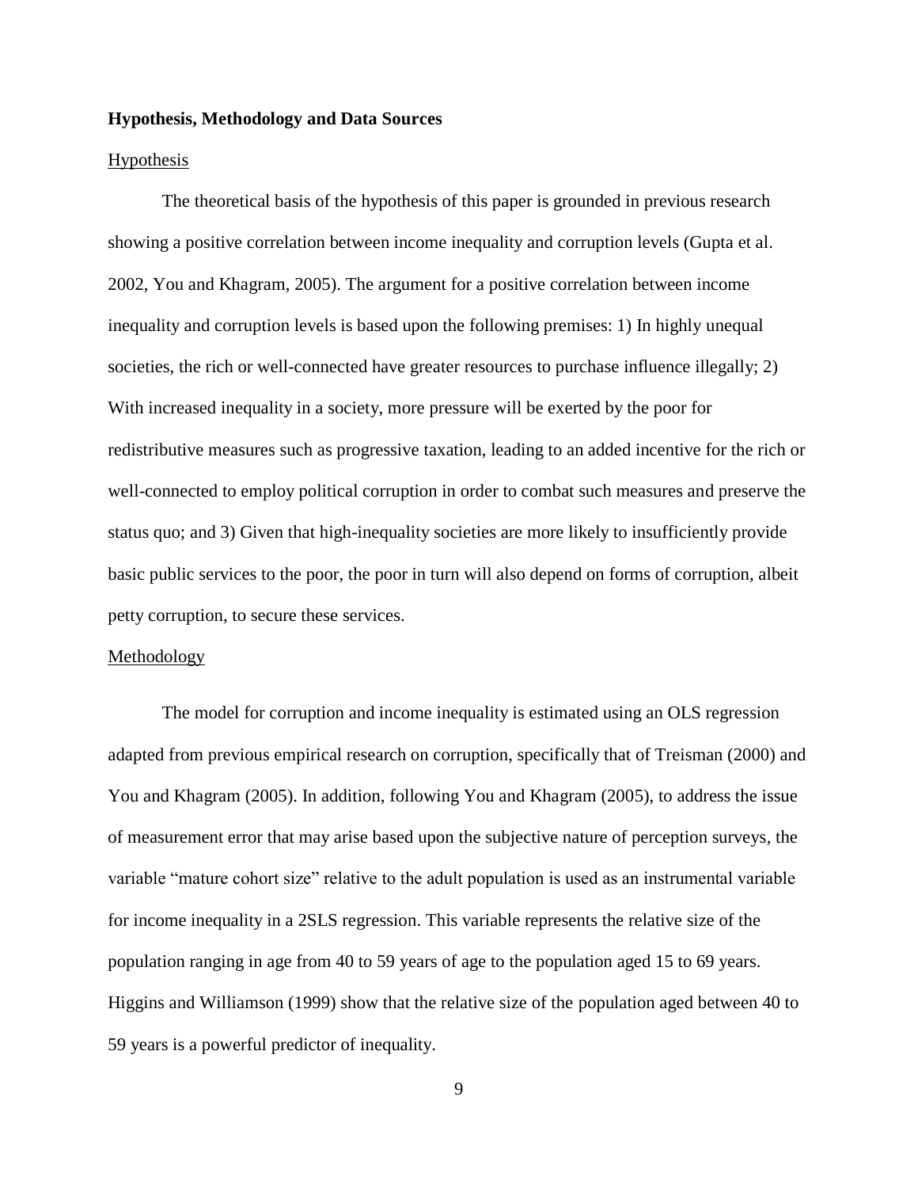## Hypothesis, Methodology and Data Sources

### Hypothesis

The theoretical basis of the hypothesis of this paper is grounded in previous research showing a positive correlation between income inequality and corruption levels (Gupta et al. 2002, You and Khagram, 2005). The argument for a positive correlation between income inequality and corruption levels is based upon the following premises: 1) In highly unequal societies, the rich or well-connected have greater resources to purchase influence illegally; 2) With increased inequality in a society, more pressure will be exerted by the poor for redistributive measures such as progressive taxation, leading to an added incentive for the rich or well-connected to employ political corruption in order to combat such measures and preserve the status quo; and 3) Given that high-inequality societies are more likely to insufficiently provide basic public services to the poor, the poor in turn will also depend on forms of corruption, albeit petty corruption, to secure these services.

### Methodology

The model for corruption and income inequality is estimated using an OLS regression adapted from previous empirical research on corruption, specifically that of Treisman (2000) and You and Khagram (2005). In addition, following You and Khagram (2005), to address the issue of measurement error that may arise based upon the subjective nature of perception surveys, the variable "mature cohort size" relative to the adult population is used as an instrumental variable for income inequality in a 2SLS regression. This variable represents the relative size of the population ranging in age from 40 to 59 years of age to the population aged 15 to 69 years. Higgins and Williamson (1999) show that the relative size of the population aged between 40 to 59 years is a powerful predictor of inequality.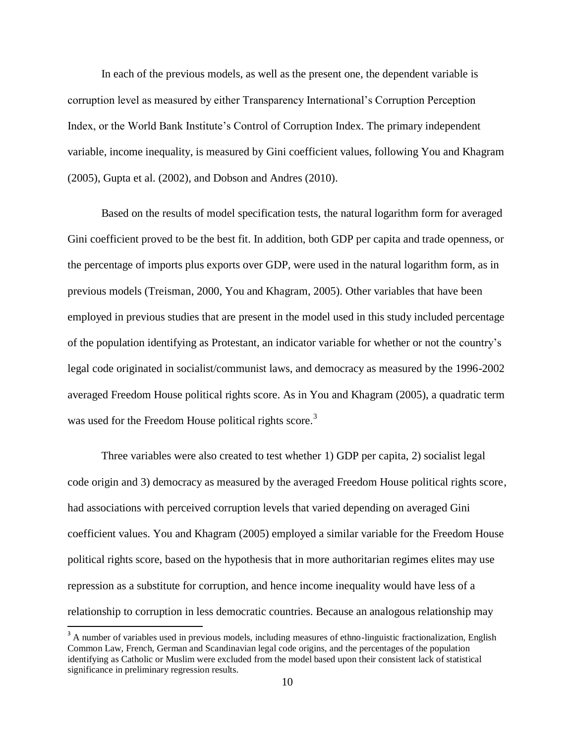In each of the previous models, as well as the present one, the dependent variable is corruption level as measured by either Transparency International's Corruption Perception Index, or the World Bank Institute's Control of Corruption Index. The primary independent variable, income inequality, is measured by Gini coefficient values, following You and Khagram (2005), Gupta et al. (2002), and Dobson and Andres (2010).

Based on the results of model specification tests, the natural logarithm form for averaged Gini coefficient proved to be the best fit. In addition, both GDP per capita and trade openness, or the percentage of imports plus exports over GDP, were used in the natural logarithm form, as in previous models (Treisman, 2000, You and Khagram, 2005). Other variables that have been employed in previous studies that are present in the model used in this study included percentage of the population identifying as Protestant, an indicator variable for whether or not the country's legal code originated in socialist/communist laws, and democracy as measured by the 1996-2002 averaged Freedom House political rights score. As in You and Khagram (2005), a quadratic term was used for the Freedom House political rights score.[3]

Three variables were also created to test whether 1) GDP per capita, 2) socialist legal code origin and 3) democracy as measured by the averaged Freedom House political rights score, had associations with perceived corruption levels that varied depending on averaged Gini coefficient values. You and Khagram (2005) employed a similar variable for the Freedom House political rights score, based on the hypothesis that in more authoritarian regimes elites may use repression as a substitute for corruption, and hence income inequality would have less of a relationship to corruption in less democratic countries. Because an analogous relationship may

[3] A number of variables used in previous models, including measures of ethno-linguistic fractionalization, English Common Law, French, German and Scandinavian legal code origins, and the percentages of the population identifying as Catholic or Muslim were excluded from the model based upon their consistent lack of statistical significance in preliminary regression results.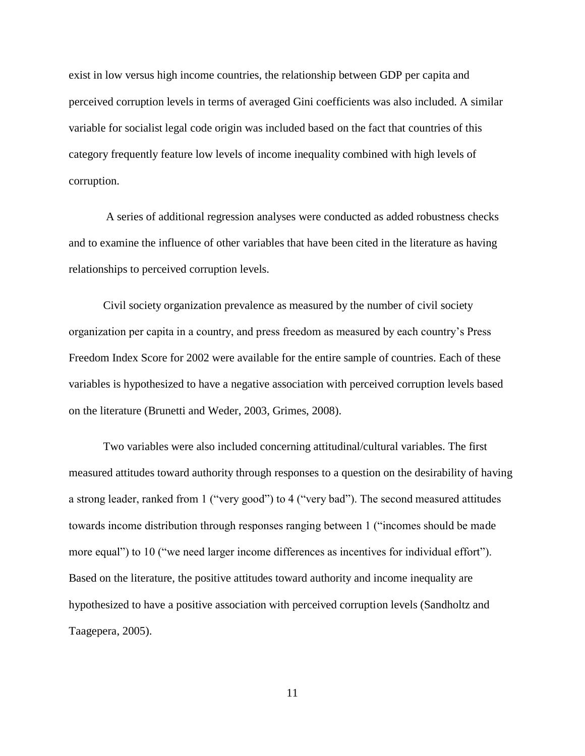exist in low versus high income countries, the relationship between GDP per capita and perceived corruption levels in terms of averaged Gini coefficients was also included. A similar variable for socialist legal code origin was included based on the fact that countries of this category frequently feature low levels of income inequality combined with high levels of corruption.

A series of additional regression analyses were conducted as added robustness checks and to examine the influence of other variables that have been cited in the literature as having relationships to perceived corruption levels.

Civil society organization prevalence as measured by the number of civil society organization per capita in a country, and press freedom as measured by each country's Press Freedom Index Score for 2002 were available for the entire sample of countries. Each of these variables is hypothesized to have a negative association with perceived corruption levels based on the literature (Brunetti and Weder, 2003, Grimes, 2008).

Two variables were also included concerning attitudinal/cultural variables. The first measured attitudes toward authority through responses to a question on the desirability of having a strong leader, ranked from 1 ("very good") to 4 ("very bad"). The second measured attitudes towards income distribution through responses ranging between 1 ("incomes should be made more equal") to 10 ("we need larger income differences as incentives for individual effort"). Based on the literature, the positive attitudes toward authority and income inequality are hypothesized to have a positive association with perceived corruption levels (Sandholtz and Taagepera, 2005).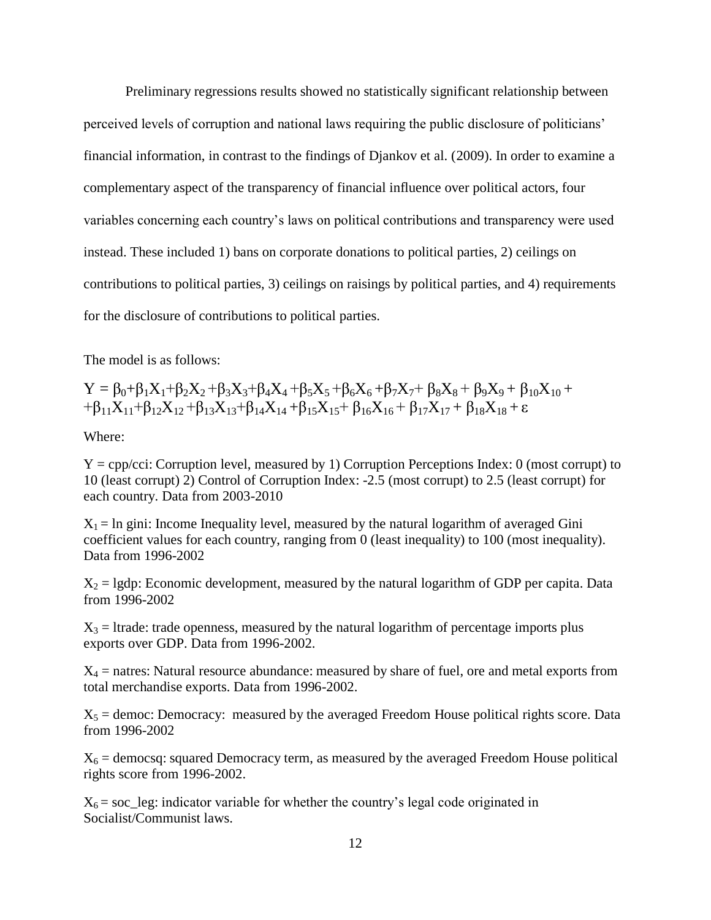Preliminary regressions results showed no statistically significant relationship between perceived levels of corruption and national laws requiring the public disclosure of politicians' financial information, in contrast to the findings of Djankov et al. (2009). In order to examine a complementary aspect of the transparency of financial influence over political actors, four variables concerning each country's laws on political contributions and transparency were used instead. These included 1) bans on corporate donations to political parties, 2) ceilings on contributions to political parties, 3) ceilings on raisings by political parties, and 4) requirements for the disclosure of contributions to political parties.

The model is as follows:

$$Y = \beta_0+\beta_1X_1+\beta_2X_2+\beta_3X_3+\beta_4X_4+\beta_5X_5+\beta_6X_6+\beta_7X_7+\beta_8X_8+\beta_9X_9+\beta_{10}X_{10}+ +\beta_{11}X_{11}+\beta_{12}X_{12}+\beta_{13}X_{13}+\beta_{14}X_{14}+\beta_{15}X_{15}+\beta_{16}X_{16}+\beta_{17}X_{17}+\beta_{18}X_{18}+\varepsilon$$

Where:

$Y$ = cpp/cci: Corruption level, measured by 1) Corruption Perceptions Index: 0 (most corrupt) to 10 (least corrupt) 2) Control of Corruption Index: -2.5 (most corrupt) to 2.5 (least corrupt) for each country. Data from 2003-2010

$X_1$ = ln gini: Income Inequality level, measured by the natural logarithm of averaged Gini coefficient values for each country, ranging from 0 (least inequality) to 100 (most inequality). Data from 1996-2002

$X_2$ = lgdp: Economic development, measured by the natural logarithm of GDP per capita. Data from 1996-2002

$X_3$ = ltrade: trade openness, measured by the natural logarithm of percentage imports plus exports over GDP. Data from 1996-2002.

$X_4$ = natres: Natural resource abundance: measured by share of fuel, ore and metal exports from total merchandise exports. Data from 1996-2002.

$X_5$ = democ: Democracy: measured by the averaged Freedom House political rights score. Data from 1996-2002

$X_6$ = democsq: squared Democracy term, as measured by the averaged Freedom House political rights score from 1996-2002.

$X_6$ = soc_leg: indicator variable for whether the country's legal code originated in Socialist/Communist laws.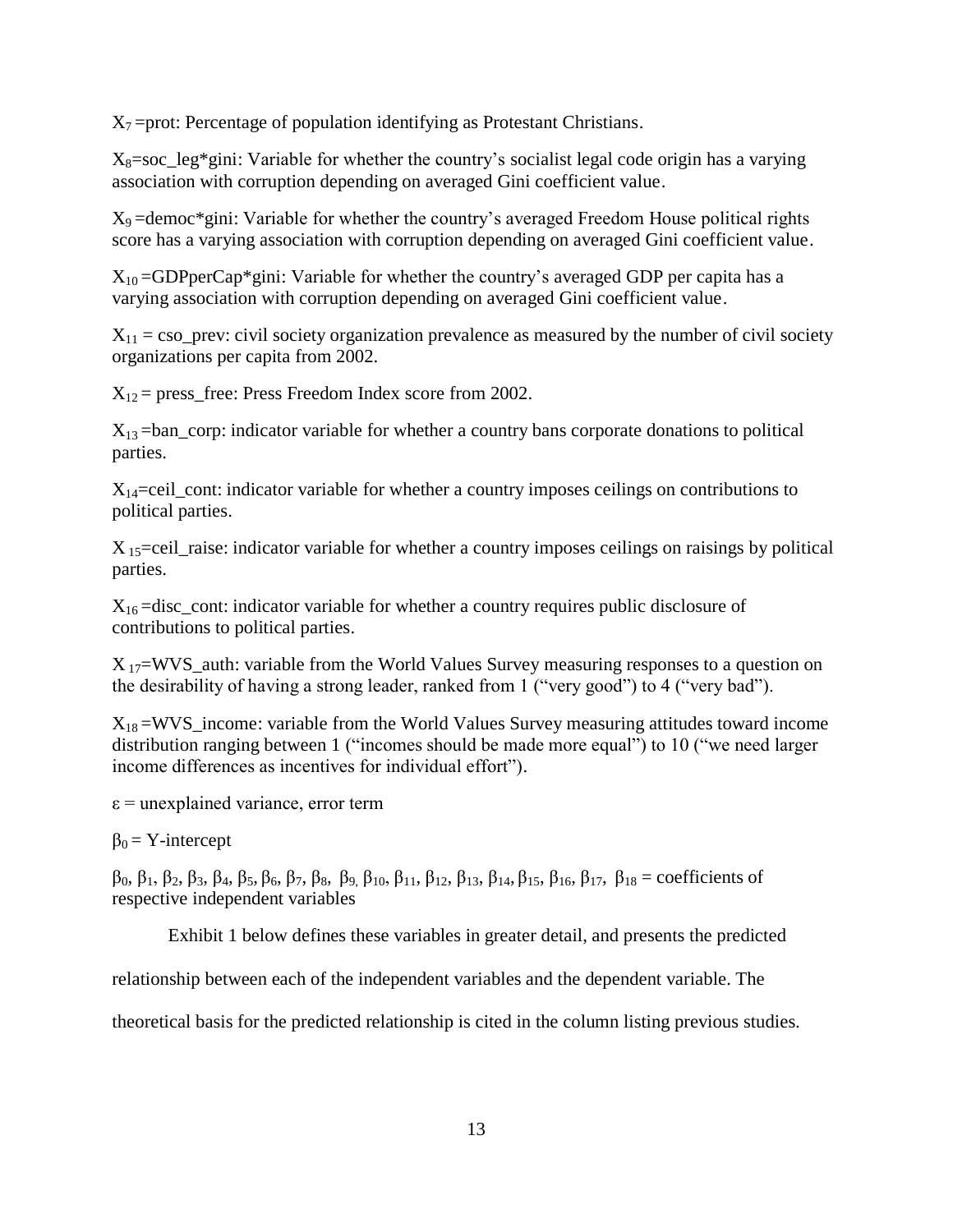$X_7$ =prot: Percentage of population identifying as Protestant Christians.

$X_8$=soc_leg*gini: Variable for whether the country's socialist legal code origin has a varying association with corruption depending on averaged Gini coefficient value.

$X_9$ =democ*gini: Variable for whether the country's averaged Freedom House political rights score has a varying association with corruption depending on averaged Gini coefficient value.

$X_{10}$ =GDPperCap*gini: Variable for whether the country's averaged GDP per capita has a varying association with corruption depending on averaged Gini coefficient value.

$X_{11}$ = cso_prev: civil society organization prevalence as measured by the number of civil society organizations per capita from 2002.

$X_{12}$ = press_free: Press Freedom Index score from 2002.

$X_{13}$ =ban_corp: indicator variable for whether a country bans corporate donations to political parties.

$X_{14}$=ceil_cont: indicator variable for whether a country imposes ceilings on contributions to political parties.

$X_{15}$=ceil_raise: indicator variable for whether a country imposes ceilings on raisings by political parties.

$X_{16}$ =disc_cont: indicator variable for whether a country requires public disclosure of contributions to political parties.

$X_{17}$=WVS_auth: variable from the World Values Survey measuring responses to a question on the desirability of having a strong leader, ranked from 1 ("very good") to 4 ("very bad").

$X_{18}$ =WVS_income: variable from the World Values Survey measuring attitudes toward income distribution ranging between 1 ("incomes should be made more equal") to 10 ("we need larger income differences as incentives for individual effort").

$\varepsilon$ = unexplained variance, error term

$\beta_0$ = Y-intercept

$\beta_0$, $\beta_1$, $\beta_2$, $\beta_3$, $\beta_4$, $\beta_5$, $\beta_6$, $\beta_7$, $\beta_8$, $\beta_9$, $\beta_{10}$, $\beta_{11}$, $\beta_{12}$, $\beta_{13}$, $\beta_{14}$, $\beta_{15}$, $\beta_{16}$, $\beta_{17}$, $\beta_{18}$ = coefficients of respective independent variables

Exhibit 1 below defines these variables in greater detail, and presents the predicted relationship between each of the independent variables and the dependent variable. The theoretical basis for the predicted relationship is cited in the column listing previous studies.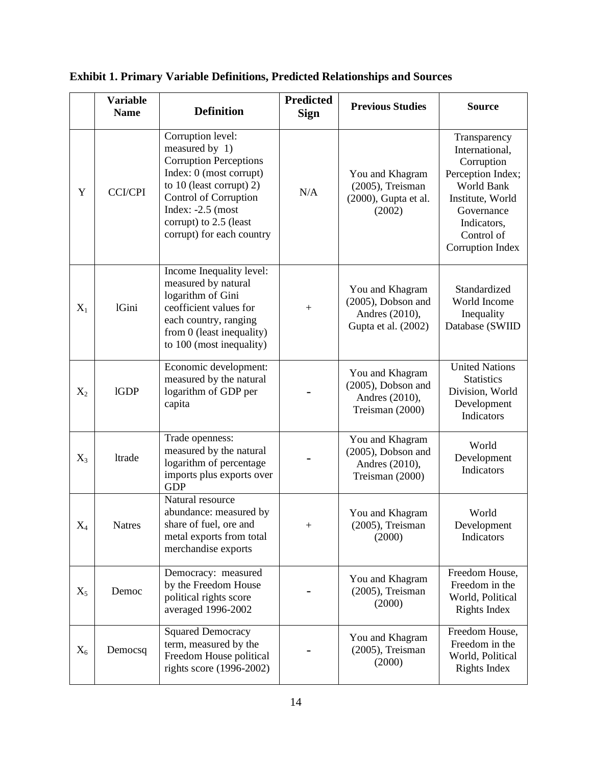**Exhibit 1. Primary Variable Definitions, Predicted Relationships and Sources**

| | Variable Name | Definition | Predicted Sign | Previous Studies | Source |
|---|---|---|---|---|---|
| Y | CCI/CPI | Corruption level: measured by 1) Corruption Perceptions Index: 0 (most corrupt) to 10 (least corrupt) 2) Control of Corruption Index: -2.5 (most corrupt) to 2.5 (least corrupt) for each country | N/A | You and Khagram (2005), Treisman (2000), Gupta et al. (2002) | Transparency International, Corruption Perception Index; World Bank Institute, World Governance Indicators, Control of Corruption Index |
| $X_1$ | lGini | Income Inequality level: measured by natural logarithm of Gini ceofficient values for each country, ranging from 0 (least inequality) to 100 (most inequality) | + | You and Khagram (2005), Dobson and Andres (2010), Gupta et al. (2002) | Standardized World Income Inequality Database (SWIID |
| $X_2$ | lGDP | Economic development: measured by the natural logarithm of GDP per capita | - | You and Khagram (2005), Dobson and Andres (2010), Treisman (2000) | United Nations Statistics Division, World Development Indicators |
| $X_3$ | ltrade | Trade openness: measured by the natural logarithm of percentage imports plus exports over GDP | - | You and Khagram (2005), Dobson and Andres (2010), Treisman (2000) | World Development Indicators |
| $X_4$ | Natres | Natural resource abundance: measured by share of fuel, ore and metal exports from total merchandise exports | + | You and Khagram (2005), Treisman (2000) | World Development Indicators |
| $X_5$ | Democ | Democracy: measured by the Freedom House political rights score averaged 1996-2002 | - | You and Khagram (2005), Treisman (2000) | Freedom House, Freedom in the World, Political Rights Index |
| $X_6$ | Democsq | Squared Democracy term, measured by the Freedom House political rights score (1996-2002) | - | You and Khagram (2005), Treisman (2000) | Freedom House, Freedom in the World, Political Rights Index |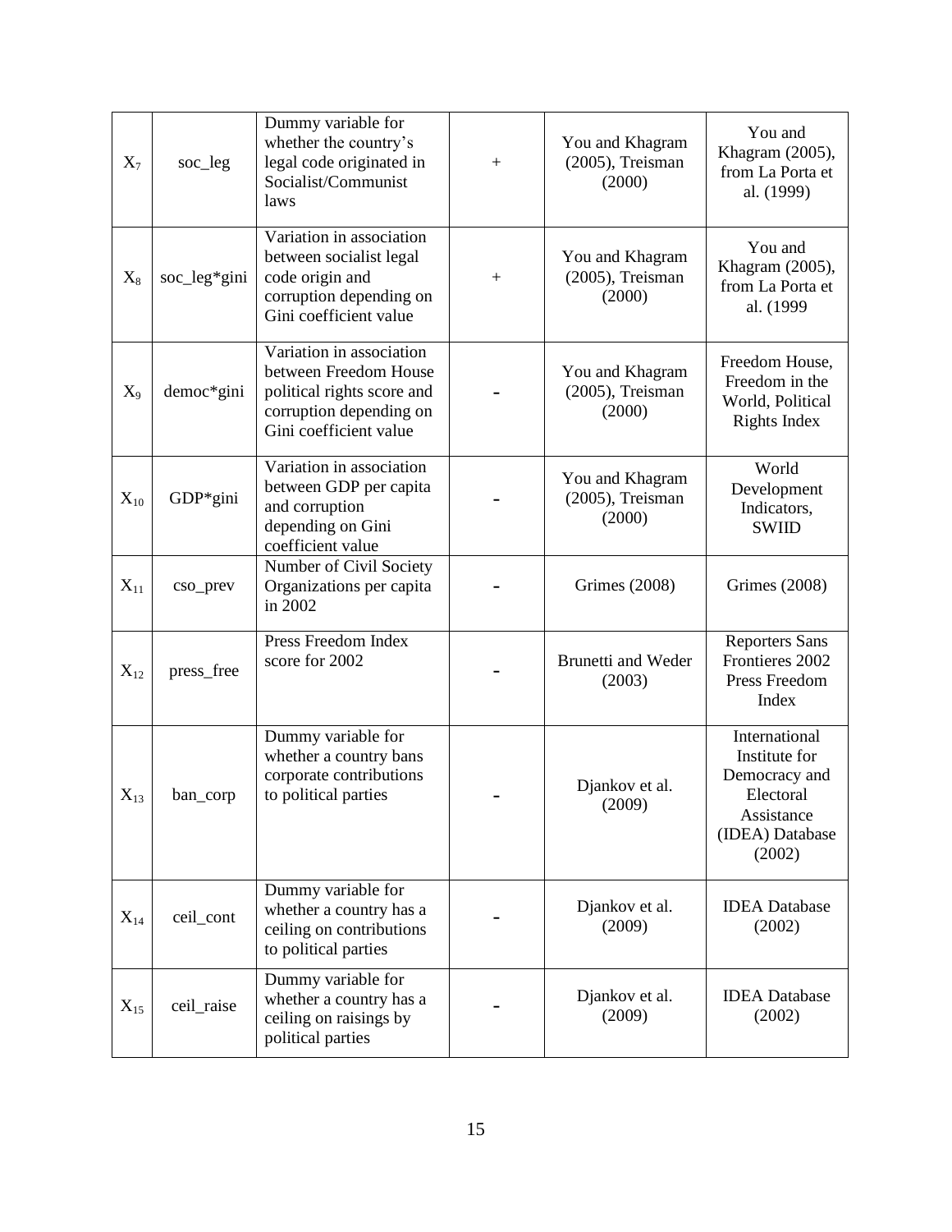| | | | | | |
|---|---|---|---|---|---|
| $X_7$ | soc_leg | Dummy variable for whether the country's legal code originated in Socialist/Communist laws | + | You and Khagram (2005), Treisman (2000) | You and Khagram (2005), from La Porta et al. (1999) |
| $X_8$ | soc_leg*gini | Variation in association between socialist legal code origin and corruption depending on Gini coefficient value | + | You and Khagram (2005), Treisman (2000) | You and Khagram (2005), from La Porta et al. (1999 |
| $X_9$ | democ*gini | Variation in association between Freedom House political rights score and corruption depending on Gini coefficient value | - | You and Khagram (2005), Treisman (2000) | Freedom House, Freedom in the World, Political Rights Index |
| $X_{10}$ | GDP*gini | Variation in association between GDP per capita and corruption depending on Gini coefficient value | - | You and Khagram (2005), Treisman (2000) | World Development Indicators, SWIID |
| $X_{11}$ | cso_prev | Number of Civil Society Organizations per capita in 2002 | - | Grimes (2008) | Grimes (2008) |
| $X_{12}$ | press_free | Press Freedom Index score for 2002 | - | Brunetti and Weder (2003) | Reporters Sans Frontieres 2002 Press Freedom Index |
| $X_{13}$ | ban_corp | Dummy variable for whether a country bans corporate contributions to political parties | - | Djankov et al. (2009) | International Institute for Democracy and Electoral Assistance (IDEA) Database (2002) |
| $X_{14}$ | ceil_cont | Dummy variable for whether a country has a ceiling on contributions to political parties | - | Djankov et al. (2009) | IDEA Database (2002) |
| $X_{15}$ | ceil_raise | Dummy variable for whether a country has a ceiling on raisings by political parties | - | Djankov et al. (2009) | IDEA Database (2002) |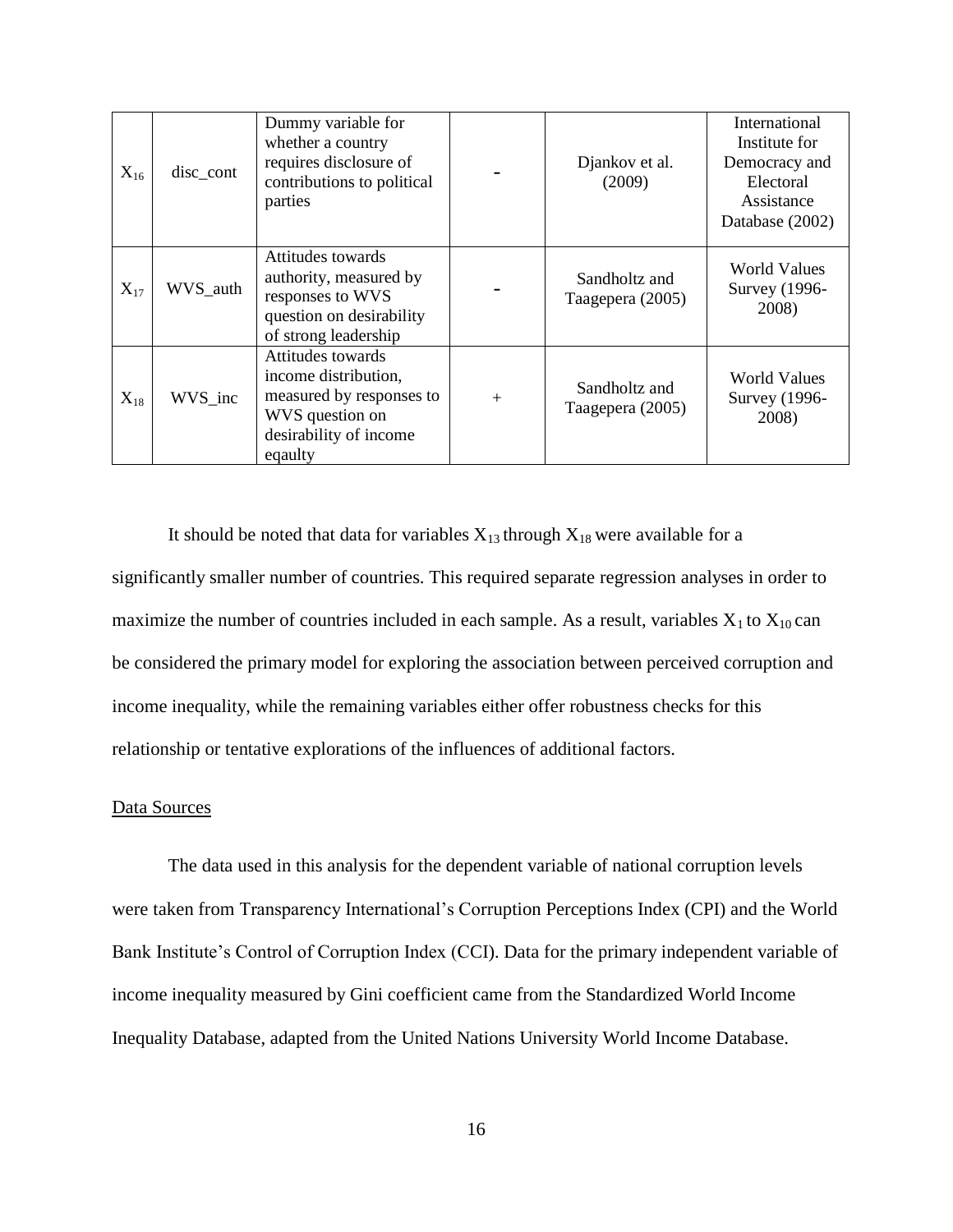| | | | | | |
|---|---|---|---|---|---|
| $X_{16}$ | disc_cont | Dummy variable for whether a country requires disclosure of contributions to political parties | - | Djankov et al. (2009) | International Institute for Democracy and Electoral Assistance Database (2002) |
| $X_{17}$ | WVS_auth | Attitudes towards authority, measured by responses to WVS question on desirability of strong leadership | - | Sandholtz and Taagepera (2005) | World Values Survey (1996-2008) |
| $X_{18}$ | WVS_inc | Attitudes towards income distribution, measured by responses to WVS question on desirability of income eqaulty | + | Sandholtz and Taagepera (2005) | World Values Survey (1996-2008) |

It should be noted that data for variables $X_{13}$ through $X_{18}$ were available for a significantly smaller number of countries. This required separate regression analyses in order to maximize the number of countries included in each sample. As a result, variables $X_1$ to $X_{10}$ can be considered the primary model for exploring the association between perceived corruption and income inequality, while the remaining variables either offer robustness checks for this relationship or tentative explorations of the influences of additional factors.

## Data Sources

The data used in this analysis for the dependent variable of national corruption levels were taken from Transparency International's Corruption Perceptions Index (CPI) and the World Bank Institute's Control of Corruption Index (CCI). Data for the primary independent variable of income inequality measured by Gini coefficient came from the Standardized World Income Inequality Database, adapted from the United Nations University World Income Database.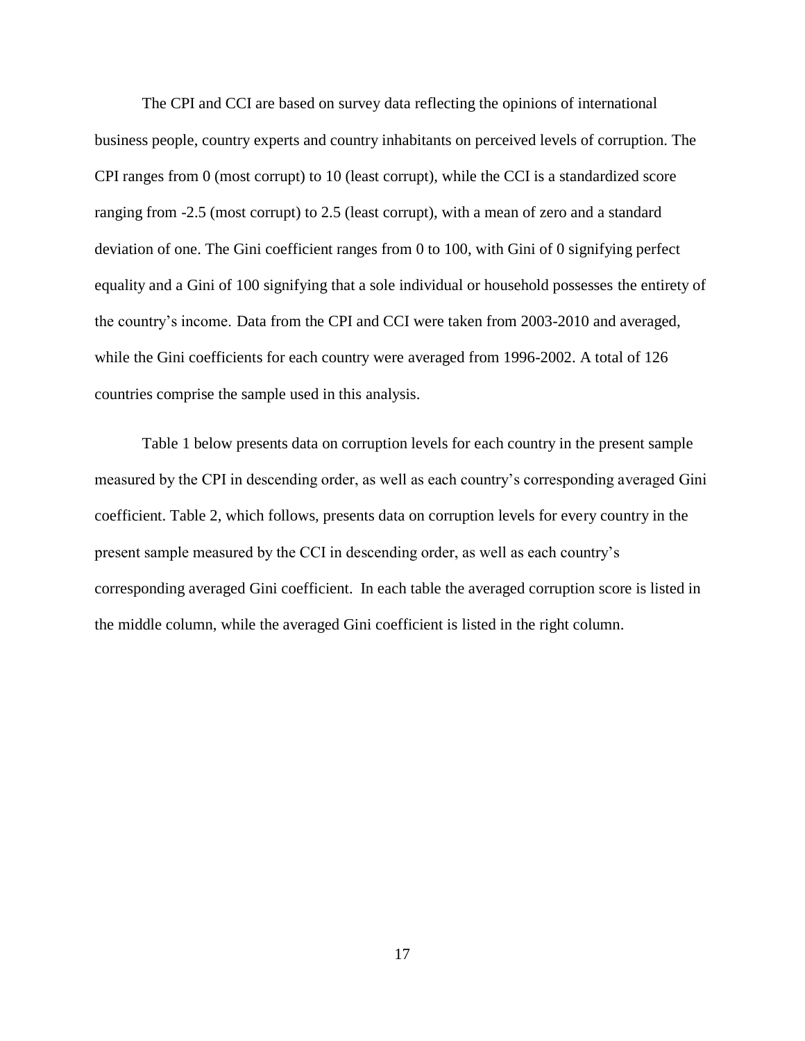The CPI and CCI are based on survey data reflecting the opinions of international business people, country experts and country inhabitants on perceived levels of corruption. The CPI ranges from 0 (most corrupt) to 10 (least corrupt), while the CCI is a standardized score ranging from -2.5 (most corrupt) to 2.5 (least corrupt), with a mean of zero and a standard deviation of one. The Gini coefficient ranges from 0 to 100, with Gini of 0 signifying perfect equality and a Gini of 100 signifying that a sole individual or household possesses the entirety of the country's income. Data from the CPI and CCI were taken from 2003-2010 and averaged, while the Gini coefficients for each country were averaged from 1996-2002. A total of 126 countries comprise the sample used in this analysis.

Table 1 below presents data on corruption levels for each country in the present sample measured by the CPI in descending order, as well as each country's corresponding averaged Gini coefficient. Table 2, which follows, presents data on corruption levels for every country in the present sample measured by the CCI in descending order, as well as each country's corresponding averaged Gini coefficient. In each table the averaged corruption score is listed in the middle column, while the averaged Gini coefficient is listed in the right column.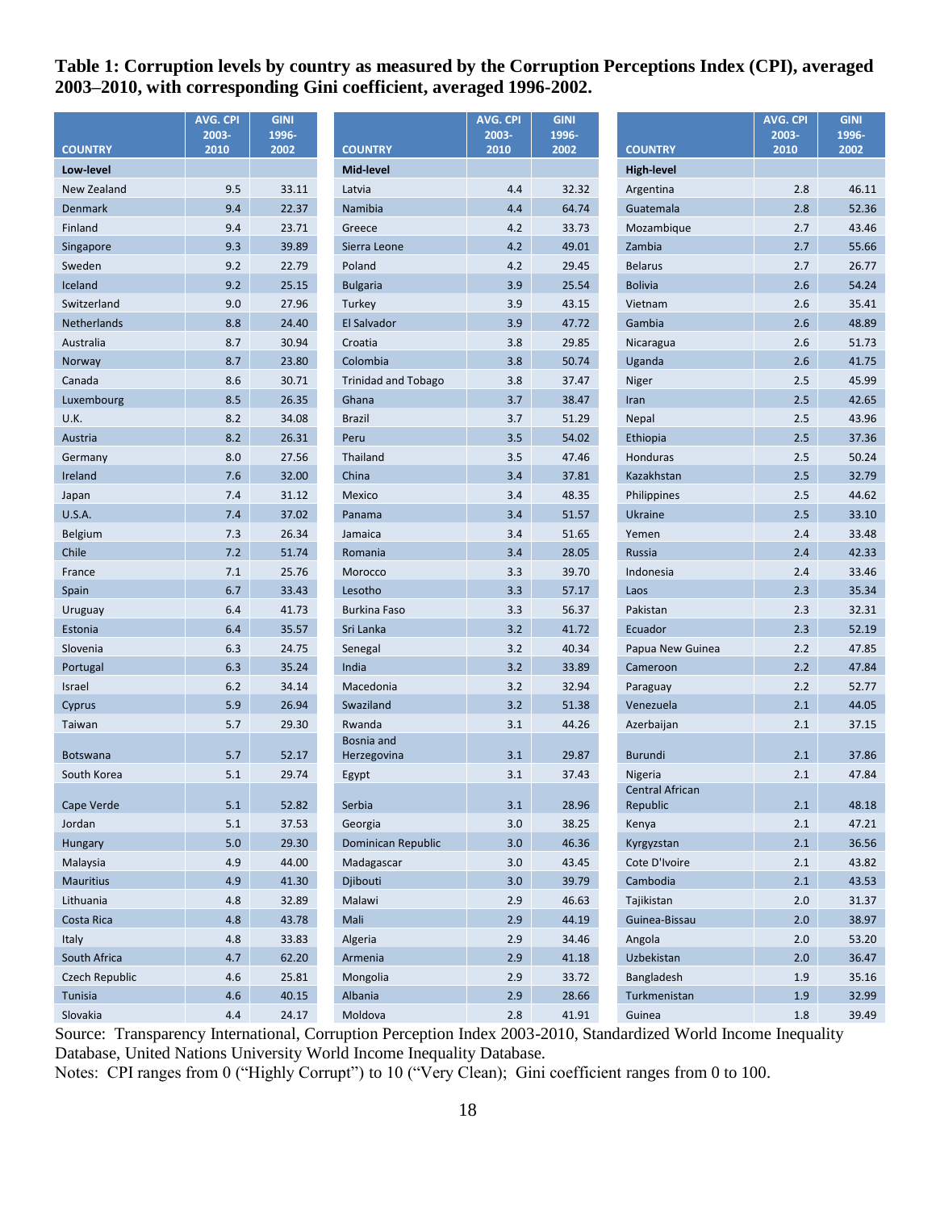**Table 1: Corruption levels by country as measured by the Corruption Perceptions Index (CPI), averaged 2003–2010, with corresponding Gini coefficient, averaged 1996-2002.**

| COUNTRY | AVG. CPI 2003-2010 | GINI 1996-2002 | COUNTRY | AVG. CPI 2003-2010 | GINI 1996-2002 | COUNTRY | AVG. CPI 2003-2010 | GINI 1996-2002 |
|---|---|---|---|---|---|---|---|---|
| **Low-level** | | | **Mid-level** | | | **High-level** | | |
| New Zealand | 9.5 | 33.11 | Latvia | 4.4 | 32.32 | Argentina | 2.8 | 46.11 |
| Denmark | 9.4 | 22.37 | Namibia | 4.4 | 64.74 | Guatemala | 2.8 | 52.36 |
| Finland | 9.4 | 23.71 | Greece | 4.2 | 33.73 | Mozambique | 2.7 | 43.46 |
| Singapore | 9.3 | 39.89 | Sierra Leone | 4.2 | 49.01 | Zambia | 2.7 | 55.66 |
| Sweden | 9.2 | 22.79 | Poland | 4.2 | 29.45 | Belarus | 2.7 | 26.77 |
| Iceland | 9.2 | 25.15 | Bulgaria | 3.9 | 25.54 | Bolivia | 2.6 | 54.24 |
| Switzerland | 9.0 | 27.96 | Turkey | 3.9 | 43.15 | Vietnam | 2.6 | 35.41 |
| Netherlands | 8.8 | 24.40 | El Salvador | 3.9 | 47.72 | Gambia | 2.6 | 48.89 |
| Australia | 8.7 | 30.94 | Croatia | 3.8 | 29.85 | Nicaragua | 2.6 | 51.73 |
| Norway | 8.7 | 23.80 | Colombia | 3.8 | 50.74 | Uganda | 2.6 | 41.75 |
| Canada | 8.6 | 30.71 | Trinidad and Tobago | 3.8 | 37.47 | Niger | 2.5 | 45.99 |
| Luxembourg | 8.5 | 26.35 | Ghana | 3.7 | 38.47 | Iran | 2.5 | 42.65 |
| U.K. | 8.2 | 34.08 | Brazil | 3.7 | 51.29 | Nepal | 2.5 | 43.96 |
| Austria | 8.2 | 26.31 | Peru | 3.5 | 54.02 | Ethiopia | 2.5 | 37.36 |
| Germany | 8.0 | 27.56 | Thailand | 3.5 | 47.46 | Honduras | 2.5 | 50.24 |
| Ireland | 7.6 | 32.00 | China | 3.4 | 37.81 | Kazakhstan | 2.5 | 32.79 |
| Japan | 7.4 | 31.12 | Mexico | 3.4 | 48.35 | Philippines | 2.5 | 44.62 |
| U.S.A. | 7.4 | 37.02 | Panama | 3.4 | 51.57 | Ukraine | 2.5 | 33.10 |
| Belgium | 7.3 | 26.34 | Jamaica | 3.4 | 51.65 | Yemen | 2.4 | 33.48 |
| Chile | 7.2 | 51.74 | Romania | 3.4 | 28.05 | Russia | 2.4 | 42.33 |
| France | 7.1 | 25.76 | Morocco | 3.3 | 39.70 | Indonesia | 2.4 | 33.46 |
| Spain | 6.7 | 33.43 | Lesotho | 3.3 | 57.17 | Laos | 2.3 | 35.34 |
| Uruguay | 6.4 | 41.73 | Burkina Faso | 3.3 | 56.37 | Pakistan | 2.3 | 32.31 |
| Estonia | 6.4 | 35.57 | Sri Lanka | 3.2 | 41.72 | Ecuador | 2.3 | 52.19 |
| Slovenia | 6.3 | 24.75 | Senegal | 3.2 | 40.34 | Papua New Guinea | 2.2 | 47.85 |
| Portugal | 6.3 | 35.24 | India | 3.2 | 33.89 | Cameroon | 2.2 | 47.84 |
| Israel | 6.2 | 34.14 | Macedonia | 3.2 | 32.94 | Paraguay | 2.2 | 52.77 |
| Cyprus | 5.9 | 26.94 | Swaziland | 3.2 | 51.38 | Venezuela | 2.1 | 44.05 |
| Taiwan | 5.7 | 29.30 | Rwanda | 3.1 | 44.26 | Azerbaijan | 2.1 | 37.15 |
| Botswana | 5.7 | 52.17 | Bosnia and Herzegovina | 3.1 | 29.87 | Burundi | 2.1 | 37.86 |
| South Korea | 5.1 | 29.74 | Egypt | 3.1 | 37.43 | Nigeria | 2.1 | 47.84 |
| Cape Verde | 5.1 | 52.82 | Serbia | 3.1 | 28.96 | Central African Republic | 2.1 | 48.18 |
| Jordan | 5.1 | 37.53 | Georgia | 3.0 | 38.25 | Kenya | 2.1 | 47.21 |
| Hungary | 5.0 | 29.30 | Dominican Republic | 3.0 | 46.36 | Kyrgyzstan | 2.1 | 36.56 |
| Malaysia | 4.9 | 44.00 | Madagascar | 3.0 | 43.45 | Cote D'Ivoire | 2.1 | 43.82 |
| Mauritius | 4.9 | 41.30 | Djibouti | 3.0 | 39.79 | Cambodia | 2.1 | 43.53 |
| Lithuania | 4.8 | 32.89 | Malawi | 2.9 | 46.63 | Tajikistan | 2.0 | 31.37 |
| Costa Rica | 4.8 | 43.78 | Mali | 2.9 | 44.19 | Guinea-Bissau | 2.0 | 38.97 |
| Italy | 4.8 | 33.83 | Algeria | 2.9 | 34.46 | Angola | 2.0 | 53.20 |
| South Africa | 4.7 | 62.20 | Armenia | 2.9 | 41.18 | Uzbekistan | 2.0 | 36.47 |
| Czech Republic | 4.6 | 25.81 | Mongolia | 2.9 | 33.72 | Bangladesh | 1.9 | 35.16 |
| Tunisia | 4.6 | 40.15 | Albania | 2.9 | 28.66 | Turkmenistan | 1.9 | 32.99 |
| Slovakia | 4.4 | 24.17 | Moldova | 2.8 | 41.91 | Guinea | 1.8 | 39.49 |

Source: Transparency International, Corruption Perception Index 2003-2010, Standardized World Income Inequality Database, United Nations University World Income Inequality Database.

Notes: CPI ranges from 0 ("Highly Corrupt") to 10 ("Very Clean); Gini coefficient ranges from 0 to 100.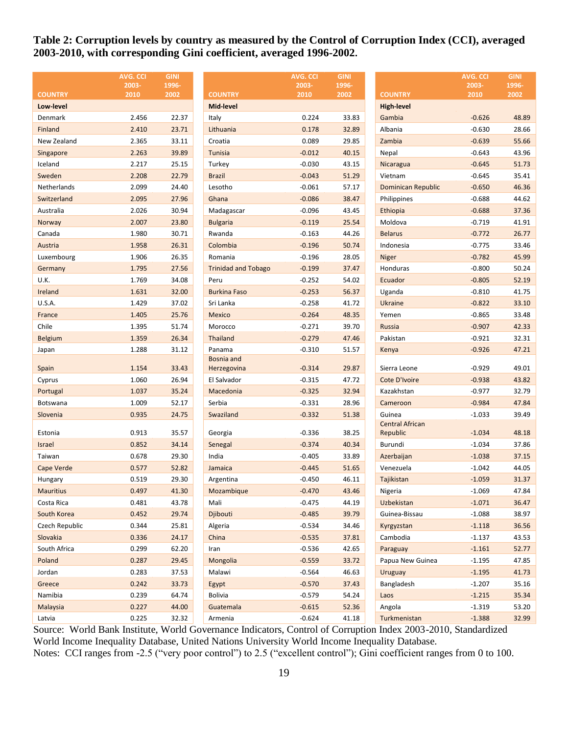**Table 2: Corruption levels by country as measured by the Control of Corruption Index (CCI), averaged 2003-2010, with corresponding Gini coefficient, averaged 1996-2002.**

| COUNTRY | AVG. CCI 2003-2010 | GINI 1996-2002 | COUNTRY | AVG. CCI 2003-2010 | GINI 1996-2002 | COUNTRY | AVG. CCI 2003-2010 | GINI 1996-2002 |
|---|---|---|---|---|---|---|---|---|
| **Low-level** | | | **Mid-level** | | | **High-level** | | |
| Denmark | 2.456 | 22.37 | Italy | 0.224 | 33.83 | Gambia | -0.626 | 48.89 |
| Finland | 2.410 | 23.71 | Lithuania | 0.178 | 32.89 | Albania | -0.630 | 28.66 |
| New Zealand | 2.365 | 33.11 | Croatia | 0.089 | 29.85 | Zambia | -0.639 | 55.66 |
| Singapore | 2.263 | 39.89 | Tunisia | -0.012 | 40.15 | Nepal | -0.643 | 43.96 |
| Iceland | 2.217 | 25.15 | Turkey | -0.030 | 43.15 | Nicaragua | -0.645 | 51.73 |
| Sweden | 2.208 | 22.79 | Brazil | -0.043 | 51.29 | Vietnam | -0.645 | 35.41 |
| Netherlands | 2.099 | 24.40 | Lesotho | -0.061 | 57.17 | Dominican Republic | -0.650 | 46.36 |
| Switzerland | 2.095 | 27.96 | Ghana | -0.086 | 38.47 | Philippines | -0.688 | 44.62 |
| Australia | 2.026 | 30.94 | Madagascar | -0.096 | 43.45 | Ethiopia | -0.688 | 37.36 |
| Norway | 2.007 | 23.80 | Bulgaria | -0.119 | 25.54 | Moldova | -0.719 | 41.91 |
| Canada | 1.980 | 30.71 | Rwanda | -0.163 | 44.26 | Belarus | -0.772 | 26.77 |
| Austria | 1.958 | 26.31 | Colombia | -0.196 | 50.74 | Indonesia | -0.775 | 33.46 |
| Luxembourg | 1.906 | 26.35 | Romania | -0.196 | 28.05 | Niger | -0.782 | 45.99 |
| Germany | 1.795 | 27.56 | Trinidad and Tobago | -0.199 | 37.47 | Honduras | -0.800 | 50.24 |
| U.K. | 1.769 | 34.08 | Peru | -0.252 | 54.02 | Ecuador | -0.805 | 52.19 |
| Ireland | 1.631 | 32.00 | Burkina Faso | -0.253 | 56.37 | Uganda | -0.810 | 41.75 |
| U.S.A. | 1.429 | 37.02 | Sri Lanka | -0.258 | 41.72 | Ukraine | -0.822 | 33.10 |
| France | 1.405 | 25.76 | Mexico | -0.264 | 48.35 | Yemen | -0.865 | 33.48 |
| Chile | 1.395 | 51.74 | Morocco | -0.271 | 39.70 | Russia | -0.907 | 42.33 |
| Belgium | 1.359 | 26.34 | Thailand | -0.279 | 47.46 | Pakistan | -0.921 | 32.31 |
| Japan | 1.288 | 31.12 | Panama | -0.310 | 51.57 | Kenya | -0.926 | 47.21 |
| Spain | 1.154 | 33.43 | Bosnia and Herzegovina | -0.314 | 29.87 | Sierra Leone | -0.929 | 49.01 |
| Cyprus | 1.060 | 26.94 | El Salvador | -0.315 | 47.72 | Cote D'Ivoire | -0.938 | 43.82 |
| Portugal | 1.037 | 35.24 | Macedonia | -0.325 | 32.94 | Kazakhstan | -0.977 | 32.79 |
| Botswana | 1.009 | 52.17 | Serbia | -0.331 | 28.96 | Cameroon | -0.984 | 47.84 |
| Slovenia | 0.935 | 24.75 | Swaziland | -0.332 | 51.38 | Guinea | -1.033 | 39.49 |
| Estonia | 0.913 | 35.57 | Georgia | -0.336 | 38.25 | Central African Republic | -1.034 | 48.18 |
| Israel | 0.852 | 34.14 | Senegal | -0.374 | 40.34 | Burundi | -1.034 | 37.86 |
| Taiwan | 0.678 | 29.30 | India | -0.405 | 33.89 | Azerbaijan | -1.038 | 37.15 |
| Cape Verde | 0.577 | 52.82 | Jamaica | -0.445 | 51.65 | Venezuela | -1.042 | 44.05 |
| Hungary | 0.519 | 29.30 | Argentina | -0.450 | 46.11 | Tajikistan | -1.059 | 31.37 |
| Mauritius | 0.497 | 41.30 | Mozambique | -0.470 | 43.46 | Nigeria | -1.069 | 47.84 |
| Costa Rica | 0.481 | 43.78 | Mali | -0.475 | 44.19 | Uzbekistan | -1.071 | 36.47 |
| South Korea | 0.452 | 29.74 | Djibouti | -0.485 | 39.79 | Guinea-Bissau | -1.088 | 38.97 |
| Czech Republic | 0.344 | 25.81 | Algeria | -0.534 | 34.46 | Kyrgyzstan | -1.118 | 36.56 |
| Slovakia | 0.336 | 24.17 | China | -0.535 | 37.81 | Cambodia | -1.137 | 43.53 |
| South Africa | 0.299 | 62.20 | Iran | -0.536 | 42.65 | Paraguay | -1.161 | 52.77 |
| Poland | 0.287 | 29.45 | Mongolia | -0.559 | 33.72 | Papua New Guinea | -1.195 | 47.85 |
| Jordan | 0.283 | 37.53 | Malawi | -0.564 | 46.63 | Uruguay | -1.195 | 41.73 |
| Greece | 0.242 | 33.73 | Egypt | -0.570 | 37.43 | Bangladesh | -1.207 | 35.16 |
| Namibia | 0.239 | 64.74 | Bolivia | -0.579 | 54.24 | Laos | -1.215 | 35.34 |
| Malaysia | 0.227 | 44.00 | Guatemala | -0.615 | 52.36 | Angola | -1.319 | 53.20 |
| Latvia | 0.225 | 32.32 | Armenia | -0.624 | 41.18 | Turkmenistan | -1.388 | 32.99 |

Source: World Bank Institute, World Governance Indicators, Control of Corruption Index 2003-2010, Standardized World Income Inequality Database, United Nations University World Income Inequality Database.
Notes: CCI ranges from -2.5 ("very poor control") to 2.5 ("excellent control"); Gini coefficient ranges from 0 to 100.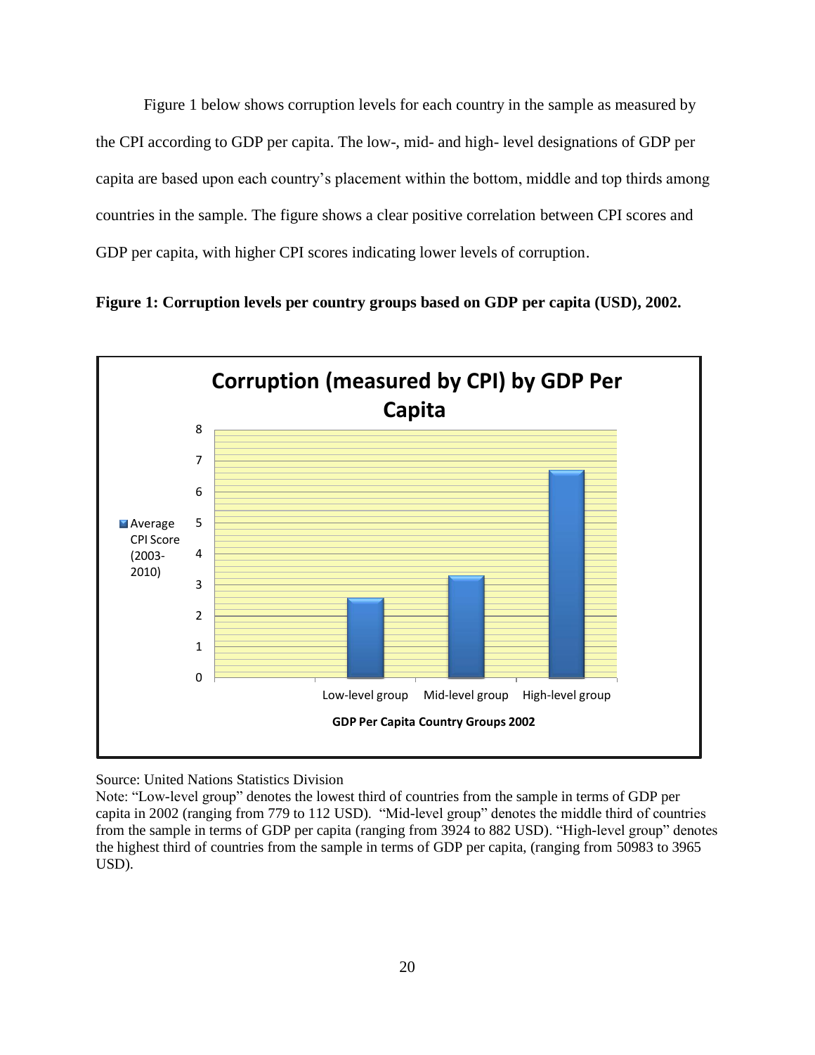Figure 1 below shows corruption levels for each country in the sample as measured by the CPI according to GDP per capita. The low-, mid- and high- level designations of GDP per capita are based upon each country's placement within the bottom, middle and top thirds among countries in the sample. The figure shows a clear positive correlation between CPI scores and GDP per capita, with higher CPI scores indicating lower levels of corruption.

**Figure 1: Corruption levels per country groups based on GDP per capita (USD), 2002.**

**Corruption (measured by CPI) by GDP Per Capita**

| GDP Per Capita Country Groups 2002 | Average CPI Score (2003-2010) |
|---|---|
| Low-level group | ~2.6 |
| Mid-level group | ~3.3 |
| High-level group | ~6.7 |

Source: United Nations Statistics Division

Note: "Low-level group" denotes the lowest third of countries from the sample in terms of GDP per capita in 2002 (ranging from 779 to 112 USD). "Mid-level group" denotes the middle third of countries from the sample in terms of GDP per capita (ranging from 3924 to 882 USD). "High-level group" denotes the highest third of countries from the sample in terms of GDP per capita, (ranging from 50983 to 3965 USD).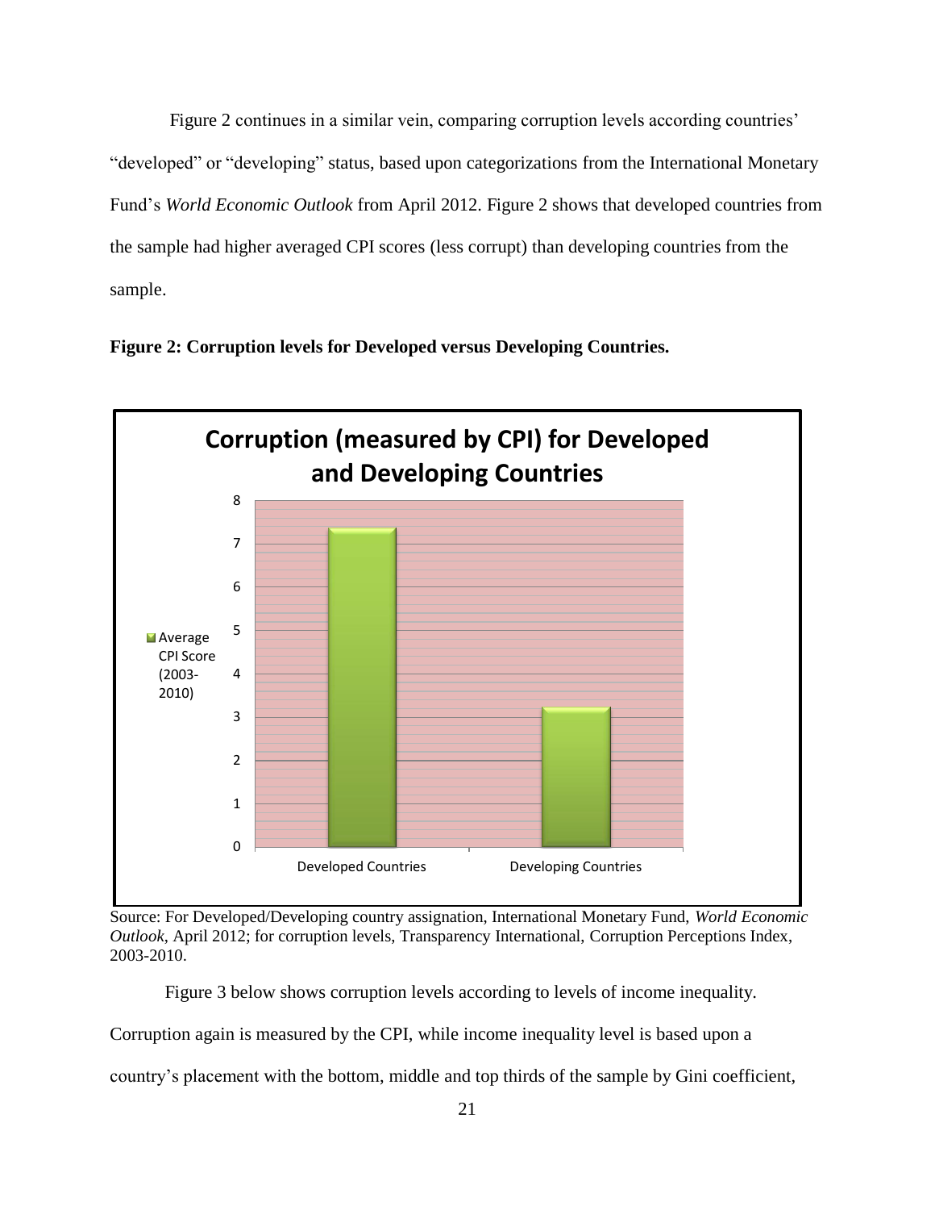Figure 2 continues in a similar vein, comparing corruption levels according countries' "developed" or "developing" status, based upon categorizations from the International Monetary Fund's *World Economic Outlook* from April 2012. Figure 2 shows that developed countries from the sample had higher averaged CPI scores (less corrupt) than developing countries from the sample.

**Figure 2: Corruption levels for Developed versus Developing Countries.**

Source: For Developed/Developing country assignation, International Monetary Fund, *World Economic Outlook*, April 2012; for corruption levels, Transparency International, Corruption Perceptions Index, 2003-2010.

Figure 3 below shows corruption levels according to levels of income inequality. Corruption again is measured by the CPI, while income inequality level is based upon a country's placement with the bottom, middle and top thirds of the sample by Gini coefficient,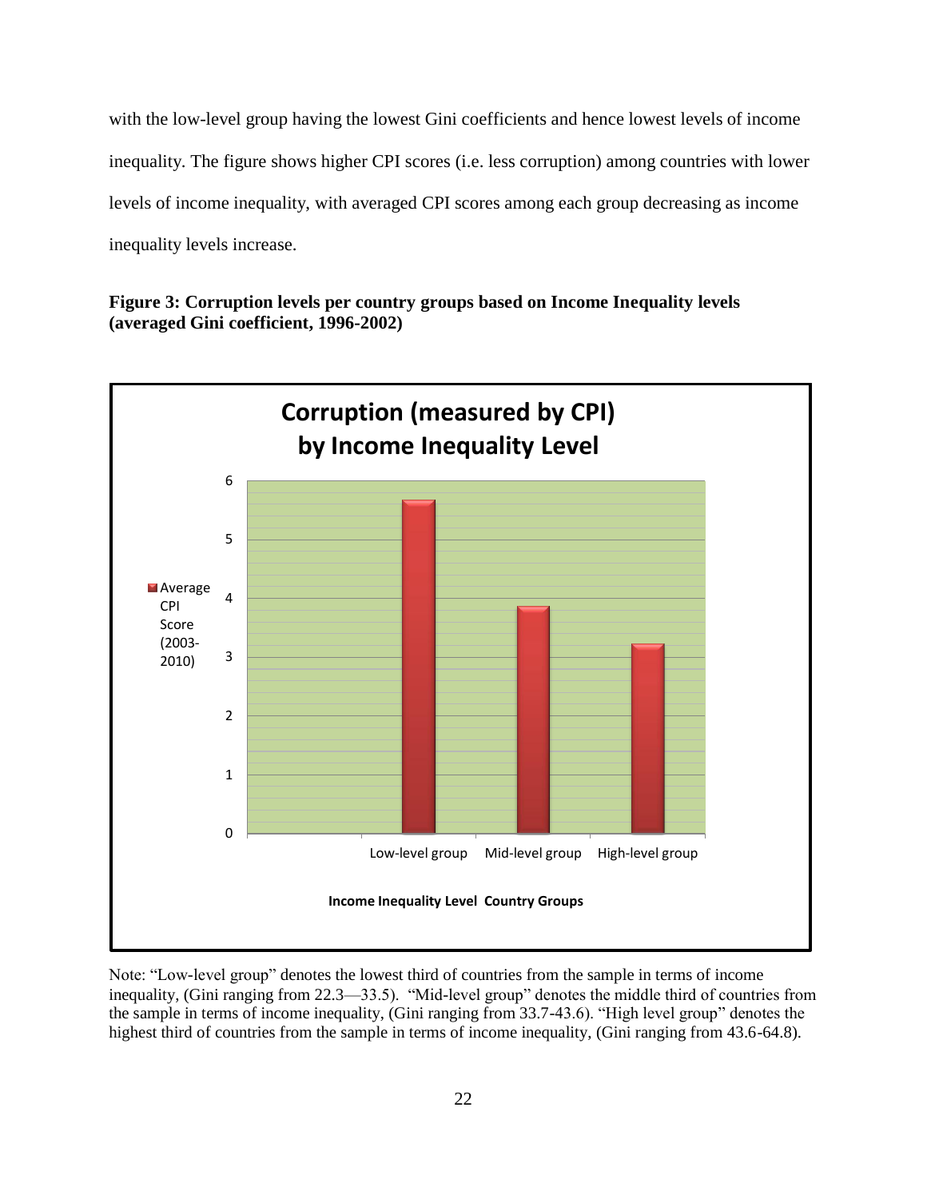with the low-level group having the lowest Gini coefficients and hence lowest levels of income inequality. The figure shows higher CPI scores (i.e. less corruption) among countries with lower levels of income inequality, with averaged CPI scores among each group decreasing as income inequality levels increase.

**Figure 3: Corruption levels per country groups based on Income Inequality levels (averaged Gini coefficient, 1996-2002)**

Note: "Low-level group" denotes the lowest third of countries from the sample in terms of income inequality, (Gini ranging from 22.3—33.5). "Mid-level group" denotes the middle third of countries from the sample in terms of income inequality, (Gini ranging from 33.7-43.6). "High level group" denotes the highest third of countries from the sample in terms of income inequality, (Gini ranging from 43.6-64.8).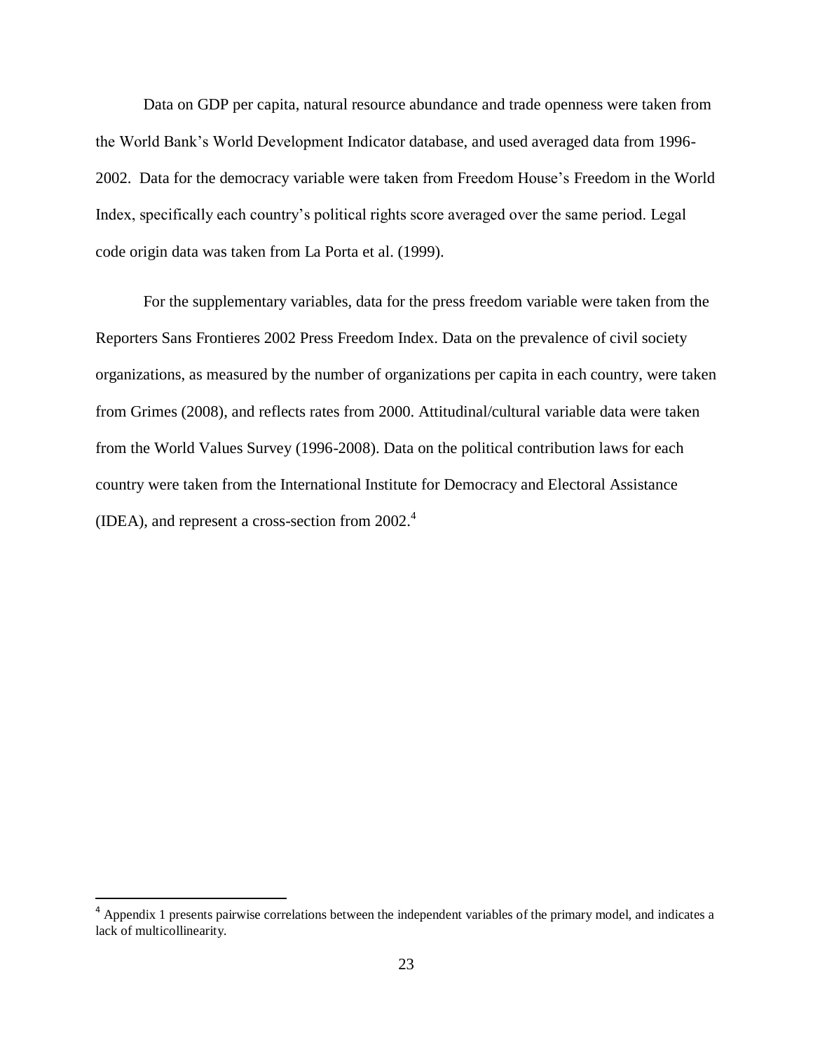Data on GDP per capita, natural resource abundance and trade openness were taken from the World Bank's World Development Indicator database, and used averaged data from 1996-2002. Data for the democracy variable were taken from Freedom House's Freedom in the World Index, specifically each country's political rights score averaged over the same period. Legal code origin data was taken from La Porta et al. (1999).

For the supplementary variables, data for the press freedom variable were taken from the Reporters Sans Frontieres 2002 Press Freedom Index. Data on the prevalence of civil society organizations, as measured by the number of organizations per capita in each country, were taken from Grimes (2008), and reflects rates from 2000. Attitudinal/cultural variable data were taken from the World Values Survey (1996-2008). Data on the political contribution laws for each country were taken from the International Institute for Democracy and Electoral Assistance (IDEA), and represent a cross-section from 2002.[4]

---

[4] Appendix 1 presents pairwise correlations between the independent variables of the primary model, and indicates a lack of multicollinearity.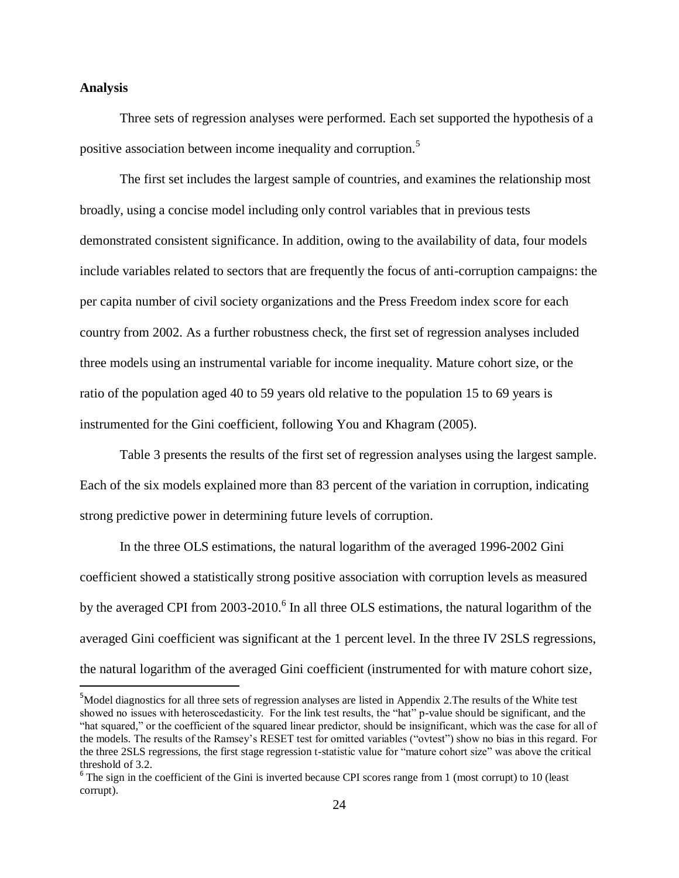**Analysis**

Three sets of regression analyses were performed. Each set supported the hypothesis of a positive association between income inequality and corruption.[5]

The first set includes the largest sample of countries, and examines the relationship most broadly, using a concise model including only control variables that in previous tests demonstrated consistent significance. In addition, owing to the availability of data, four models include variables related to sectors that are frequently the focus of anti-corruption campaigns: the per capita number of civil society organizations and the Press Freedom index score for each country from 2002. As a further robustness check, the first set of regression analyses included three models using an instrumental variable for income inequality. Mature cohort size, or the ratio of the population aged 40 to 59 years old relative to the population 15 to 69 years is instrumented for the Gini coefficient, following You and Khagram (2005).

Table 3 presents the results of the first set of regression analyses using the largest sample. Each of the six models explained more than 83 percent of the variation in corruption, indicating strong predictive power in determining future levels of corruption.

In the three OLS estimations, the natural logarithm of the averaged 1996-2002 Gini coefficient showed a statistically strong positive association with corruption levels as measured by the averaged CPI from 2003-2010.[6] In all three OLS estimations, the natural logarithm of the averaged Gini coefficient was significant at the 1 percent level. In the three IV 2SLS regressions, the natural logarithm of the averaged Gini coefficient (instrumented for with mature cohort size,

---

[5] Model diagnostics for all three sets of regression analyses are listed in Appendix 2.The results of the White test showed no issues with heteroscedasticity. For the link test results, the "hat" p-value should be significant, and the "hat squared," or the coefficient of the squared linear predictor, should be insignificant, which was the case for all of the models. The results of the Ramsey's RESET test for omitted variables ("ovtest") show no bias in this regard. For the three 2SLS regressions, the first stage regression t-statistic value for "mature cohort size" was above the critical threshold of 3.2.

[6] The sign in the coefficient of the Gini is inverted because CPI scores range from 1 (most corrupt) to 10 (least corrupt).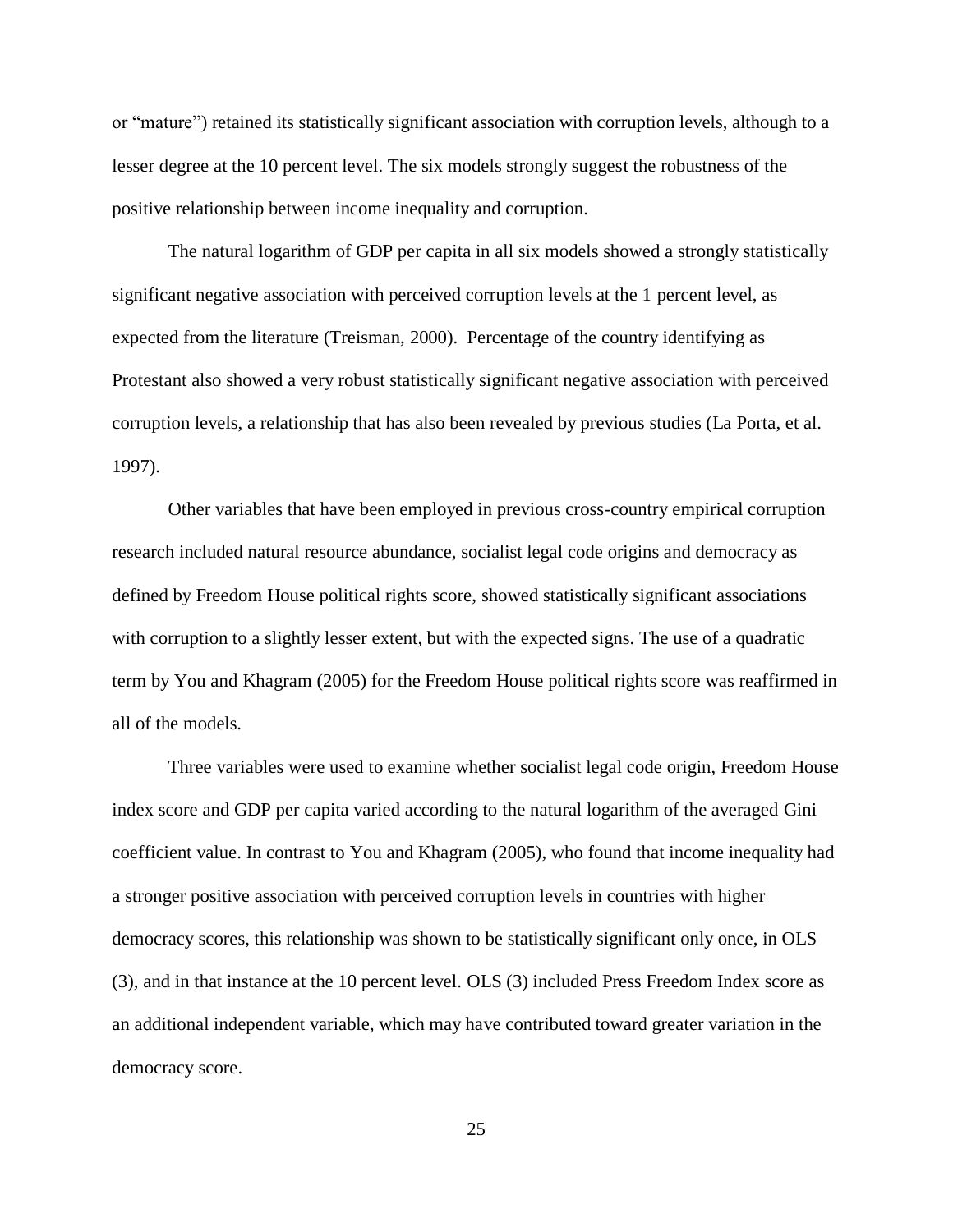or "mature") retained its statistically significant association with corruption levels, although to a lesser degree at the 10 percent level. The six models strongly suggest the robustness of the positive relationship between income inequality and corruption.

The natural logarithm of GDP per capita in all six models showed a strongly statistically significant negative association with perceived corruption levels at the 1 percent level, as expected from the literature (Treisman, 2000). Percentage of the country identifying as Protestant also showed a very robust statistically significant negative association with perceived corruption levels, a relationship that has also been revealed by previous studies (La Porta, et al. 1997).

Other variables that have been employed in previous cross-country empirical corruption research included natural resource abundance, socialist legal code origins and democracy as defined by Freedom House political rights score, showed statistically significant associations with corruption to a slightly lesser extent, but with the expected signs. The use of a quadratic term by You and Khagram (2005) for the Freedom House political rights score was reaffirmed in all of the models.

Three variables were used to examine whether socialist legal code origin, Freedom House index score and GDP per capita varied according to the natural logarithm of the averaged Gini coefficient value. In contrast to You and Khagram (2005), who found that income inequality had a stronger positive association with perceived corruption levels in countries with higher democracy scores, this relationship was shown to be statistically significant only once, in OLS (3), and in that instance at the 10 percent level. OLS (3) included Press Freedom Index score as an additional independent variable, which may have contributed toward greater variation in the democracy score.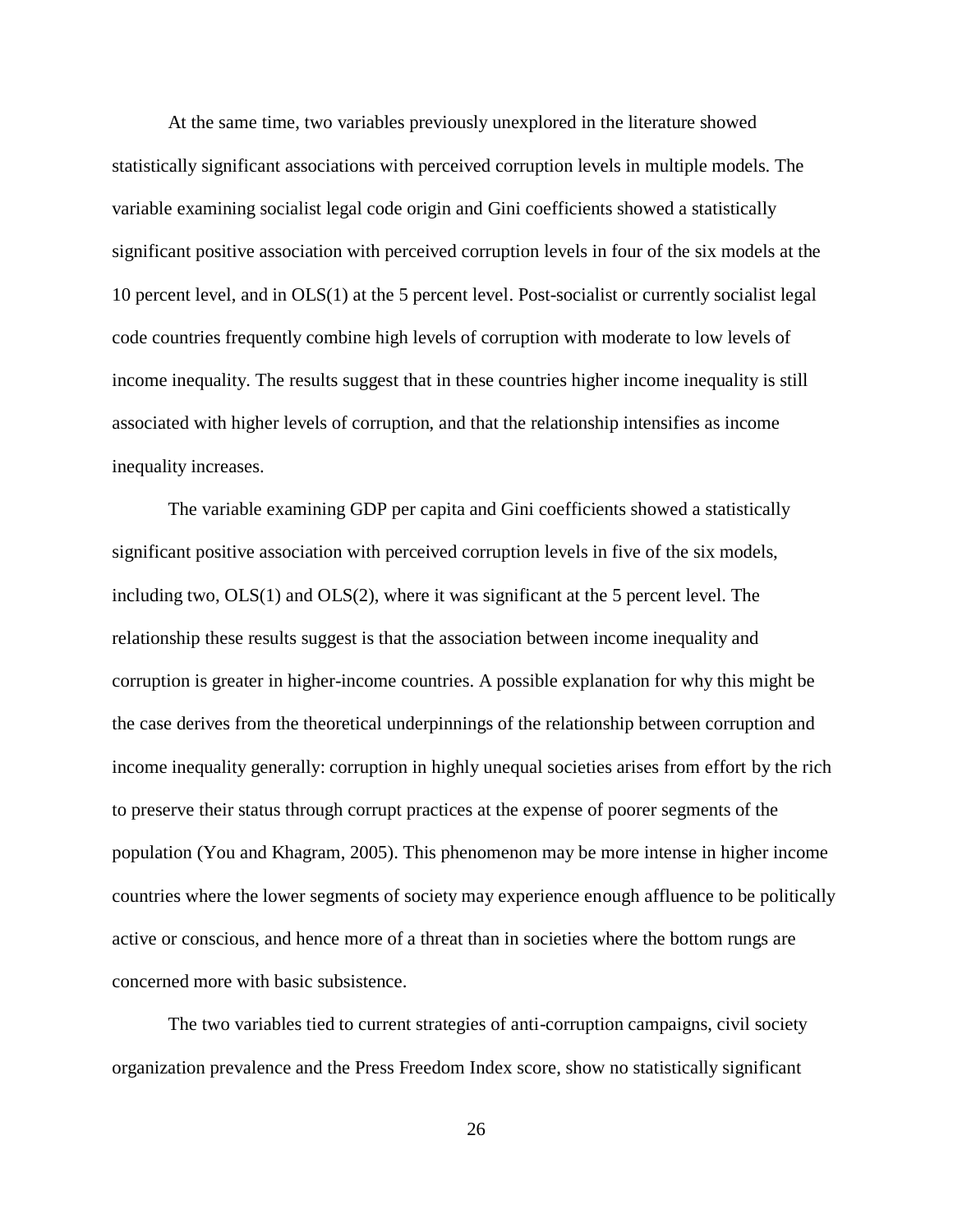At the same time, two variables previously unexplored in the literature showed statistically significant associations with perceived corruption levels in multiple models. The variable examining socialist legal code origin and Gini coefficients showed a statistically significant positive association with perceived corruption levels in four of the six models at the 10 percent level, and in OLS(1) at the 5 percent level. Post-socialist or currently socialist legal code countries frequently combine high levels of corruption with moderate to low levels of income inequality. The results suggest that in these countries higher income inequality is still associated with higher levels of corruption, and that the relationship intensifies as income inequality increases.

The variable examining GDP per capita and Gini coefficients showed a statistically significant positive association with perceived corruption levels in five of the six models, including two, OLS(1) and OLS(2), where it was significant at the 5 percent level. The relationship these results suggest is that the association between income inequality and corruption is greater in higher-income countries. A possible explanation for why this might be the case derives from the theoretical underpinnings of the relationship between corruption and income inequality generally: corruption in highly unequal societies arises from effort by the rich to preserve their status through corrupt practices at the expense of poorer segments of the population (You and Khagram, 2005). This phenomenon may be more intense in higher income countries where the lower segments of society may experience enough affluence to be politically active or conscious, and hence more of a threat than in societies where the bottom rungs are concerned more with basic subsistence.

The two variables tied to current strategies of anti-corruption campaigns, civil society organization prevalence and the Press Freedom Index score, show no statistically significant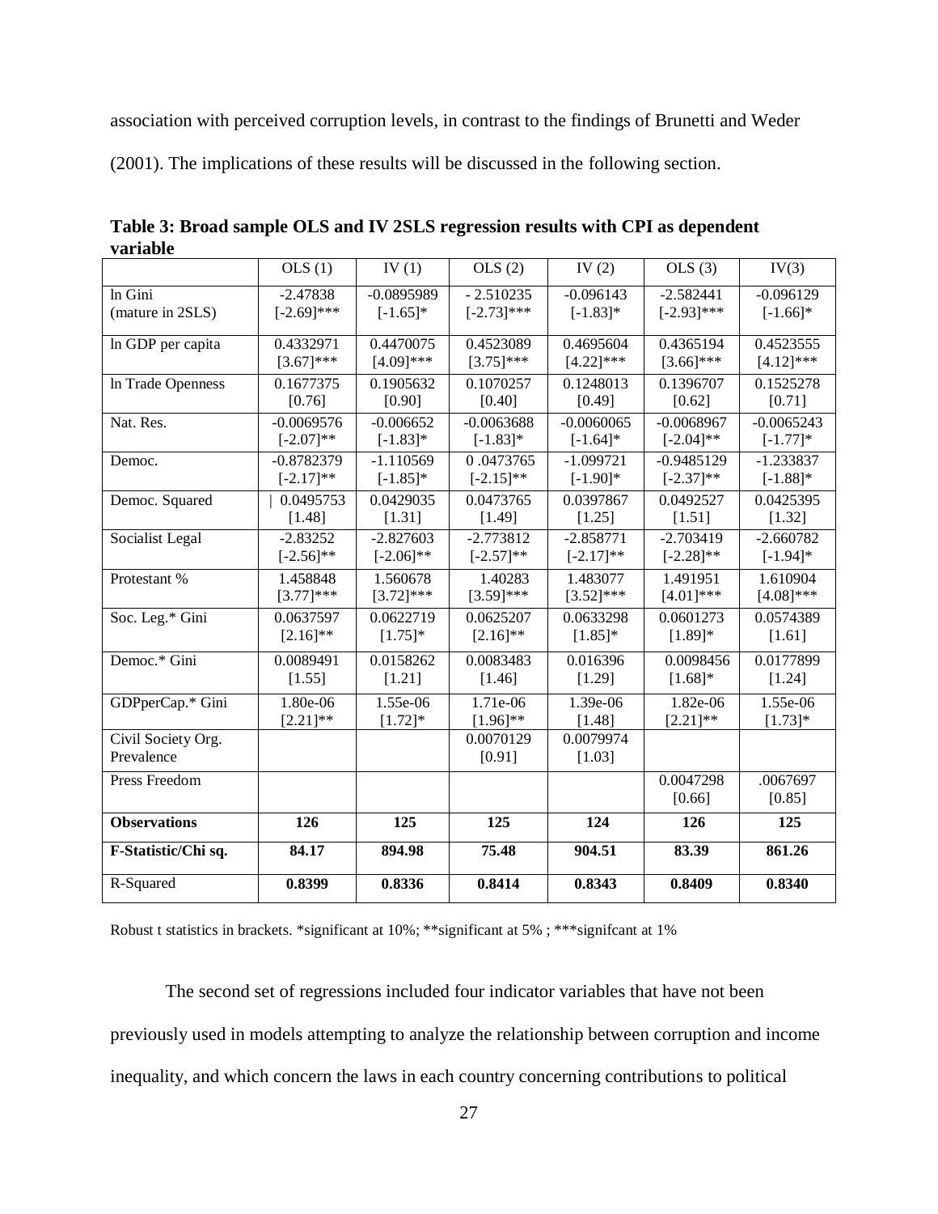association with perceived corruption levels, in contrast to the findings of Brunetti and Weder (2001). The implications of these results will be discussed in the following section.

**Table 3: Broad sample OLS and IV 2SLS regression results with CPI as dependent variable**

| | OLS (1) | IV (1) | OLS (2) | IV (2) | OLS (3) | IV(3) |
|---|---|---|---|---|---|---|
| ln Gini (mature in 2SLS) | -2.47838 [-2.69]*** | -0.0895989 [-1.65]* | - 2.510235 [-2.73]*** | -0.096143 [-1.83]* | -2.582441 [-2.93]*** | -0.096129 [-1.66]* |
| ln GDP per capita | 0.4332971 [3.67]*** | 0.4470075 [4.09]*** | 0.4523089 [3.75]*** | 0.4695604 [4.22]*** | 0.4365194 [3.66]*** | 0.4523555 [4.12]*** |
| ln Trade Openness | 0.1677375 [0.76] | 0.1905632 [0.90] | 0.1070257 [0.40] | 0.1248013 [0.49] | 0.1396707 [0.62] | 0.1525278 [0.71] |
| Nat. Res. | -0.0069576 [-2.07]** | -0.006652 [-1.83]* | -0.0063688 [-1.83]* | -0.0060065 [-1.64]* | -0.0068967 [-2.04]** | -0.0065243 [-1.77]* |
| Democ. | -0.8782379 [-2.17]** | -1.110569 [-1.85]* | 0 .0473765 [-2.15]** | -1.099721 [-1.90]* | -0.9485129 [-2.37]** | -1.233837 [-1.88]* |
| Democ. Squared | 0.0495753 [1.48] | 0.0429035 [1.31] | 0.0473765 [1.49] | 0.0397867 [1.25] | 0.0492527 [1.51] | 0.0425395 [1.32] |
| Socialist Legal | -2.83252 [-2.56]** | -2.827603 [-2.06]** | -2.773812 [-2.57]** | -2.858771 [-2.17]** | -2.703419 [-2.28]** | -2.660782 [-1.94]* |
| Protestant % | 1.458848 [3.77]*** | 1.560678 [3.72]*** | 1.40283 [3.59]*** | 1.483077 [3.52]*** | 1.491951 [4.01]*** | 1.610904 [4.08]*** |
| Soc. Leg.* Gini | 0.0637597 [2.16]** | 0.0622719 [1.75]* | 0.0625207 [2.16]** | 0.0633298 [1.85]* | 0.0601273 [1.89]* | 0.0574389 [1.61] |
| Democ.* Gini | 0.0089491 [1.55] | 0.0158262 [1.21] | 0.0083483 [1.46] | 0.016396 [1.29] | 0.0098456 [1.68]* | 0.0177899 [1.24] |
| GDPperCap.* Gini | 1.80e-06 [2.21]** | 1.55e-06 [1.72]* | 1.71e-06 [1.96]** | 1.39e-06 [1.48] | 1.82e-06 [2.21]** | 1.55e-06 [1.73]* |
| Civil Society Org. Prevalence | | | 0.0070129 [0.91] | 0.0079974 [1.03] | | |
| Press Freedom | | | | | 0.0047298 [0.66] | .0067697 [0.85] |
| **Observations** | **126** | **125** | **125** | **124** | **126** | **125** |
| **F-Statistic/Chi sq.** | **84.17** | **894.98** | **75.48** | **904.51** | **83.39** | **861.26** |
| R-Squared | **0.8399** | **0.8336** | **0.8414** | **0.8343** | **0.8409** | **0.8340** |

Robust t statistics in brackets. *significant at 10%; **significant at 5% ; ***signifcant at 1%

The second set of regressions included four indicator variables that have not been previously used in models attempting to analyze the relationship between corruption and income inequality, and which concern the laws in each country concerning contributions to political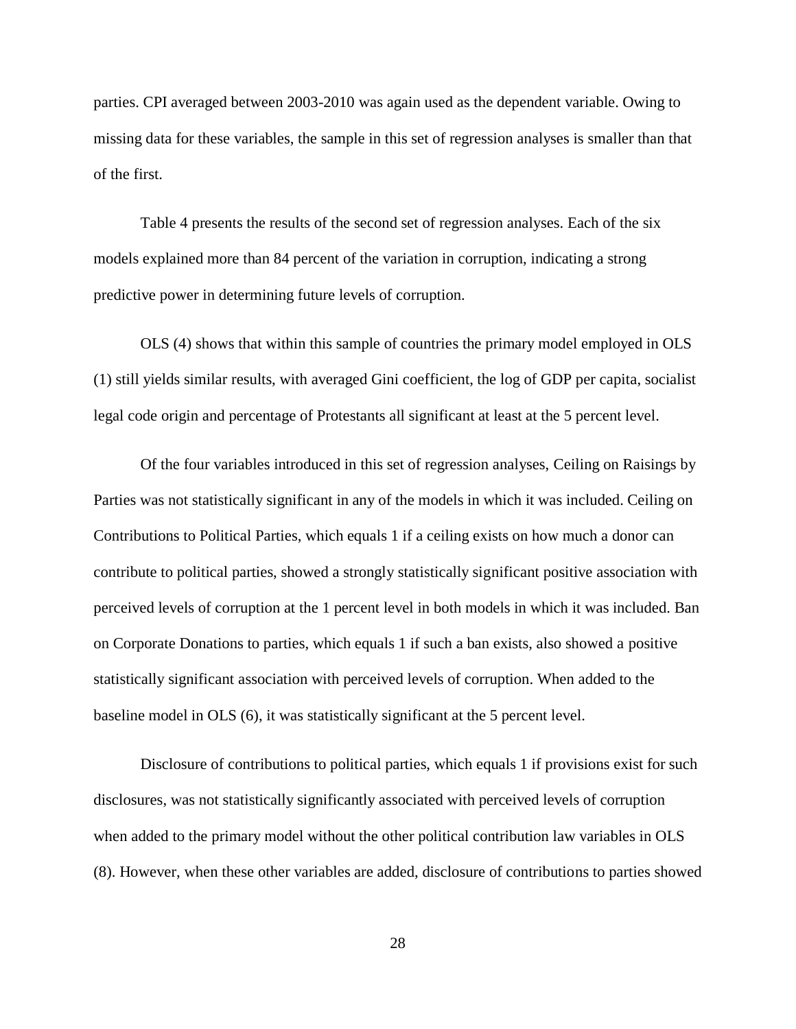parties. CPI averaged between 2003-2010 was again used as the dependent variable. Owing to missing data for these variables, the sample in this set of regression analyses is smaller than that of the first.

Table 4 presents the results of the second set of regression analyses. Each of the six models explained more than 84 percent of the variation in corruption, indicating a strong predictive power in determining future levels of corruption.

OLS (4) shows that within this sample of countries the primary model employed in OLS (1) still yields similar results, with averaged Gini coefficient, the log of GDP per capita, socialist legal code origin and percentage of Protestants all significant at least at the 5 percent level.

Of the four variables introduced in this set of regression analyses, Ceiling on Raisings by Parties was not statistically significant in any of the models in which it was included. Ceiling on Contributions to Political Parties, which equals 1 if a ceiling exists on how much a donor can contribute to political parties, showed a strongly statistically significant positive association with perceived levels of corruption at the 1 percent level in both models in which it was included. Ban on Corporate Donations to parties, which equals 1 if such a ban exists, also showed a positive statistically significant association with perceived levels of corruption. When added to the baseline model in OLS (6), it was statistically significant at the 5 percent level.

Disclosure of contributions to political parties, which equals 1 if provisions exist for such disclosures, was not statistically significantly associated with perceived levels of corruption when added to the primary model without the other political contribution law variables in OLS (8). However, when these other variables are added, disclosure of contributions to parties showed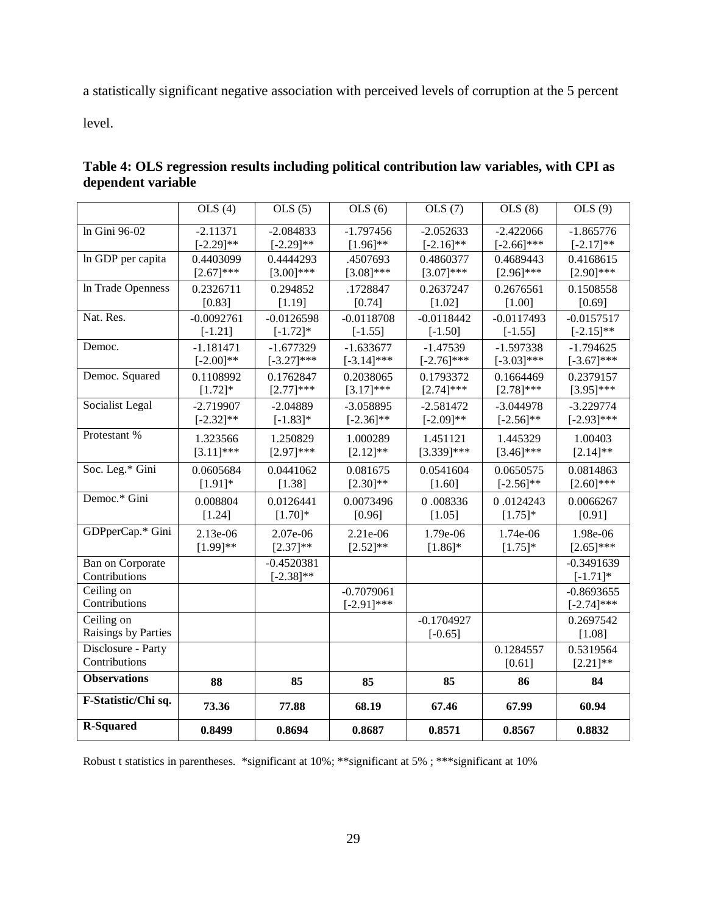a statistically significant negative association with perceived levels of corruption at the 5 percent level.

**Table 4: OLS regression results including political contribution law variables, with CPI as dependent variable**

| | OLS (4) | OLS (5) | OLS (6) | OLS (7) | OLS (8) | OLS (9) |
|---|---|---|---|---|---|---|
| ln Gini 96-02 | -2.11371 [-2.29]** | -2.084833 [-2.29]** | -1.797456 [1.96]** | -2.052633 [-2.16]** | -2.422066 [-2.66]*** | -1.865776 [-2.17]** |
| ln GDP per capita | 0.4403099 [2.67]*** | 0.4444293 [3.00]*** | .4507693 [3.08]*** | 0.4860377 [3.07]*** | 0.4689443 [2.96]*** | 0.4168615 [2.90]*** |
| ln Trade Openness | 0.2326711 [0.83] | 0.294852 [1.19] | .1728847 [0.74] | 0.2637247 [1.02] | 0.2676561 [1.00] | 0.1508558 [0.69] |
| Nat. Res. | -0.0092761 [-1.21] | -0.0126598 [-1.72]* | -0.0118708 [-1.55] | -0.0118442 [-1.50] | -0.0117493 [-1.55] | -0.0157517 [-2.15]** |
| Democ. | -1.181471 [-2.00]** | -1.677329 [-3.27]*** | -1.633677 [-3.14]*** | -1.47539 [-2.76]*** | -1.597338 [-3.03]*** | -1.794625 [-3.67]*** |
| Democ. Squared | 0.1108992 [1.72]* | 0.1762847 [2.77]*** | 0.2038065 [3.17]*** | 0.1793372 [2.74]*** | 0.1664469 [2.78]*** | 0.2379157 [3.95]*** |
| Socialist Legal | -2.719907 [-2.32]** | -2.04889 [-1.83]* | -3.058895 [-2.36]** | -2.581472 [-2.09]** | -3.044978 [-2.56]** | -3.229774 [-2.93]*** |
| Protestant % | 1.323566 [3.11]*** | 1.250829 [2.97]*** | 1.000289 [2.12]** | 1.451121 [3.339]*** | 1.445329 [3.46]*** | 1.00403 [2.14]** |
| Soc. Leg.* Gini | 0.0605684 [1.91]* | 0.0441062 [1.38] | 0.081675 [2.30]** | 0.0541604 [1.60] | 0.0650575 [-2.56]** | 0.0814863 [2.60]*** |
| Democ.* Gini | 0.008804 [1.24] | 0.0126441 [1.70]* | 0.0073496 [0.96] | 0 .008336 [1.05] | 0 .0124243 [1.75]* | 0.0066267 [0.91] |
| GDPperCap.* Gini | 2.13e-06 [1.99]** | 2.07e-06 [2.37]** | 2.21e-06 [2.52]** | 1.79e-06 [1.86]* | 1.74e-06 [1.75]* | 1.98e-06 [2.65]*** |
| Ban on Corporate Contributions | | -0.4520381 [-2.38]** | | | | -0.3491639 [-1.71]* |
| Ceiling on Contributions | | | -0.7079061 [-2.91]*** | | | -0.8693655 [-2.74]*** |
| Ceiling on Raisings by Parties | | | | -0.1704927 [-0.65] | | 0.2697542 [1.08] |
| Disclosure - Party Contributions | | | | | 0.1284557 [0.61] | 0.5319564 [2.21]** |
| **Observations** | **88** | **85** | **85** | **85** | **86** | **84** |
| **F-Statistic/Chi sq.** | **73.36** | **77.88** | **68.19** | **67.46** | **67.99** | **60.94** |
| **R-Squared** | **0.8499** | **0.8694** | **0.8687** | **0.8571** | **0.8567** | **0.8832** |

Robust t statistics in parentheses. *significant at 10%; **significant at 5% ; ***significant at 10%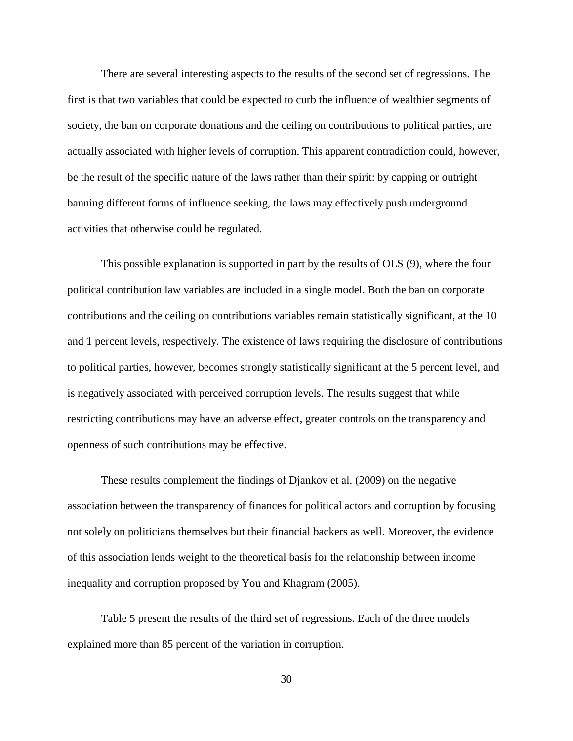There are several interesting aspects to the results of the second set of regressions. The first is that two variables that could be expected to curb the influence of wealthier segments of society, the ban on corporate donations and the ceiling on contributions to political parties, are actually associated with higher levels of corruption. This apparent contradiction could, however, be the result of the specific nature of the laws rather than their spirit: by capping or outright banning different forms of influence seeking, the laws may effectively push underground activities that otherwise could be regulated.

This possible explanation is supported in part by the results of OLS (9), where the four political contribution law variables are included in a single model. Both the ban on corporate contributions and the ceiling on contributions variables remain statistically significant, at the 10 and 1 percent levels, respectively. The existence of laws requiring the disclosure of contributions to political parties, however, becomes strongly statistically significant at the 5 percent level, and is negatively associated with perceived corruption levels. The results suggest that while restricting contributions may have an adverse effect, greater controls on the transparency and openness of such contributions may be effective.

These results complement the findings of Djankov et al. (2009) on the negative association between the transparency of finances for political actors and corruption by focusing not solely on politicians themselves but their financial backers as well. Moreover, the evidence of this association lends weight to the theoretical basis for the relationship between income inequality and corruption proposed by You and Khagram (2005).

Table 5 present the results of the third set of regressions. Each of the three models explained more than 85 percent of the variation in corruption.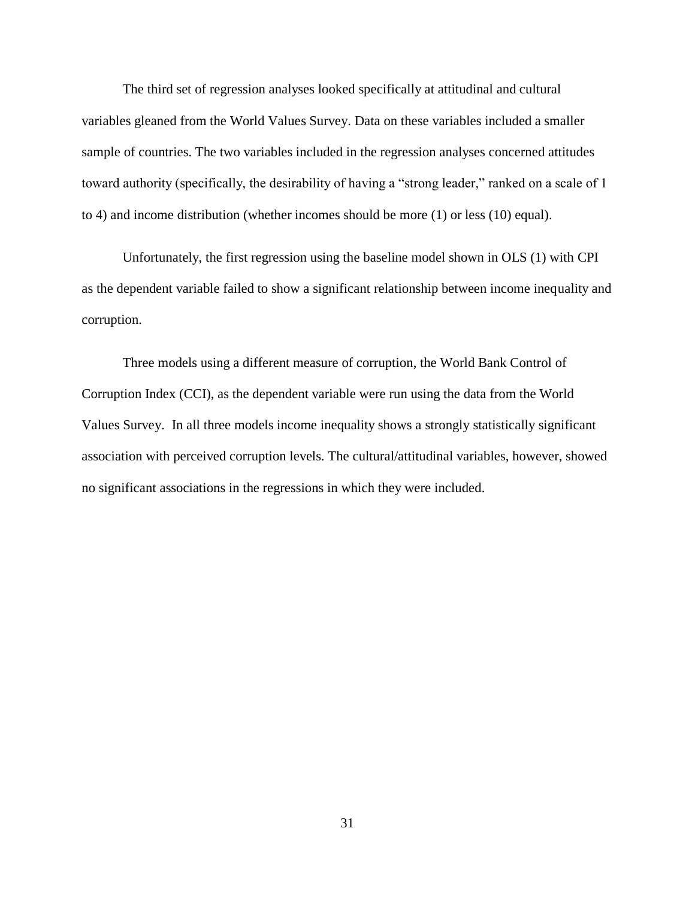The third set of regression analyses looked specifically at attitudinal and cultural variables gleaned from the World Values Survey. Data on these variables included a smaller sample of countries. The two variables included in the regression analyses concerned attitudes toward authority (specifically, the desirability of having a "strong leader," ranked on a scale of 1 to 4) and income distribution (whether incomes should be more (1) or less (10) equal).

Unfortunately, the first regression using the baseline model shown in OLS (1) with CPI as the dependent variable failed to show a significant relationship between income inequality and corruption.

Three models using a different measure of corruption, the World Bank Control of Corruption Index (CCI), as the dependent variable were run using the data from the World Values Survey. In all three models income inequality shows a strongly statistically significant association with perceived corruption levels. The cultural/attitudinal variables, however, showed no significant associations in the regressions in which they were included.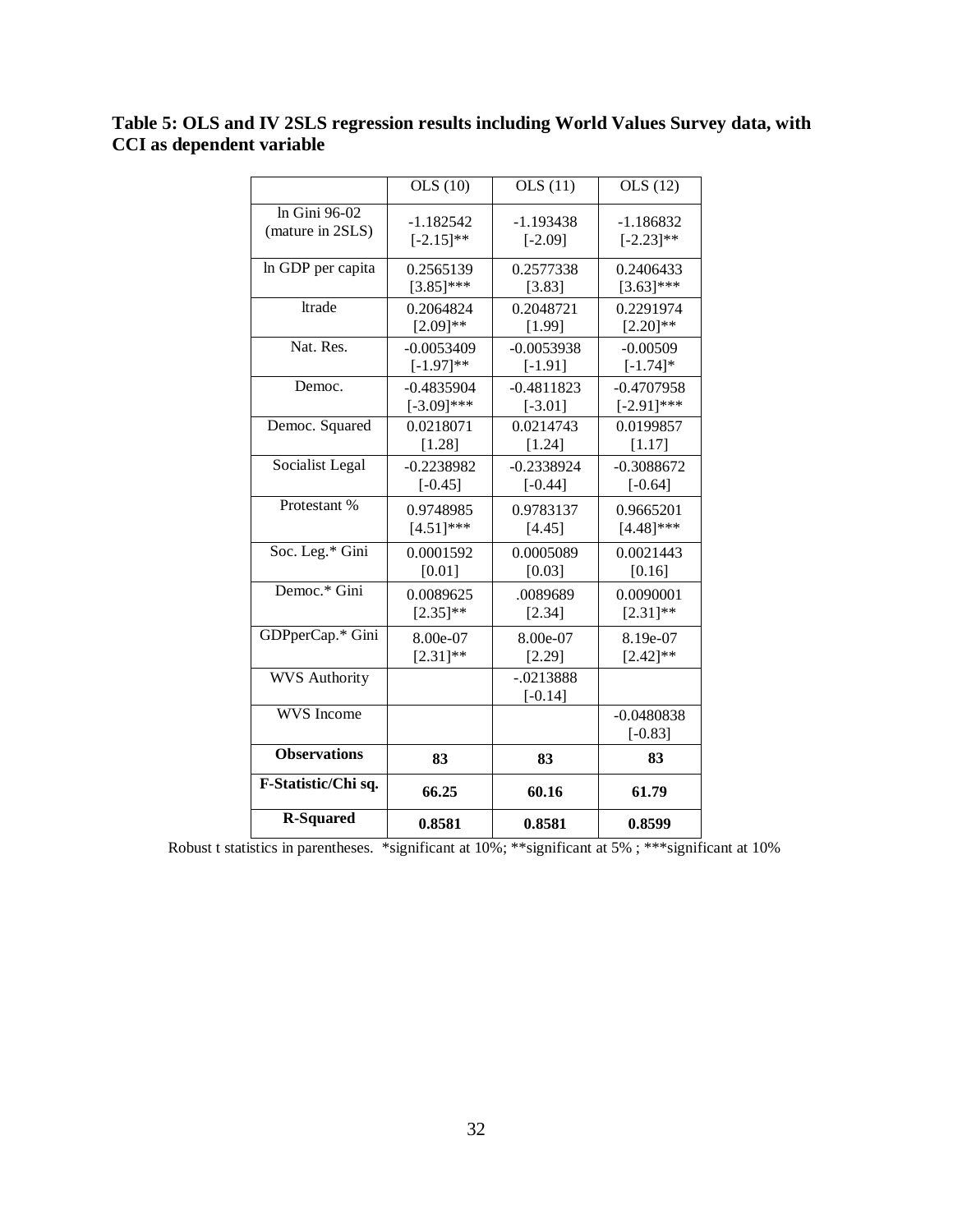**Table 5: OLS and IV 2SLS regression results including World Values Survey data, with CCI as dependent variable**

| | OLS (10) | OLS (11) | OLS (12) |
|---|---|---|---|
| ln Gini 96-02 (mature in 2SLS) | -1.182542 [-2.15]** | -1.193438 [-2.09] | -1.186832 [-2.23]** |
| ln GDP per capita | 0.2565139 [3.85]*** | 0.2577338 [3.83] | 0.2406433 [3.63]*** |
| ltrade | 0.2064824 [2.09]** | 0.2048721 [1.99] | 0.2291974 [2.20]** |
| Nat. Res. | -0.0053409 [-1.97]** | -0.0053938 [-1.91] | -0.00509 [-1.74]* |
| Democ. | -0.4835904 [-3.09]*** | -0.4811823 [-3.01] | -0.4707958 [-2.91]*** |
| Democ. Squared | 0.0218071 [1.28] | 0.0214743 [1.24] | 0.0199857 [1.17] |
| Socialist Legal | -0.2238982 [-0.45] | -0.2338924 [-0.44] | -0.3088672 [-0.64] |
| Protestant % | 0.9748985 [4.51]*** | 0.9783137 [4.45] | 0.9665201 [4.48]*** |
| Soc. Leg.* Gini | 0.0001592 [0.01] | 0.0005089 [0.03] | 0.0021443 [0.16] |
| Democ.* Gini | 0.0089625 [2.35]** | .0089689 [2.34] | 0.0090001 [2.31]** |
| GDPperCap.* Gini | 8.00e-07 [2.31]** | 8.00e-07 [2.29] | 8.19e-07 [2.42]** |
| WVS Authority | | -.0213888 [-0.14] | |
| WVS Income | | | -0.0480838 [-0.83] |
| **Observations** | **83** | **83** | **83** |
| **F-Statistic/Chi sq.** | **66.25** | **60.16** | **61.79** |
| **R-Squared** | **0.8581** | **0.8581** | **0.8599** |

Robust t statistics in parentheses. *significant at 10%; **significant at 5% ; ***significant at 10%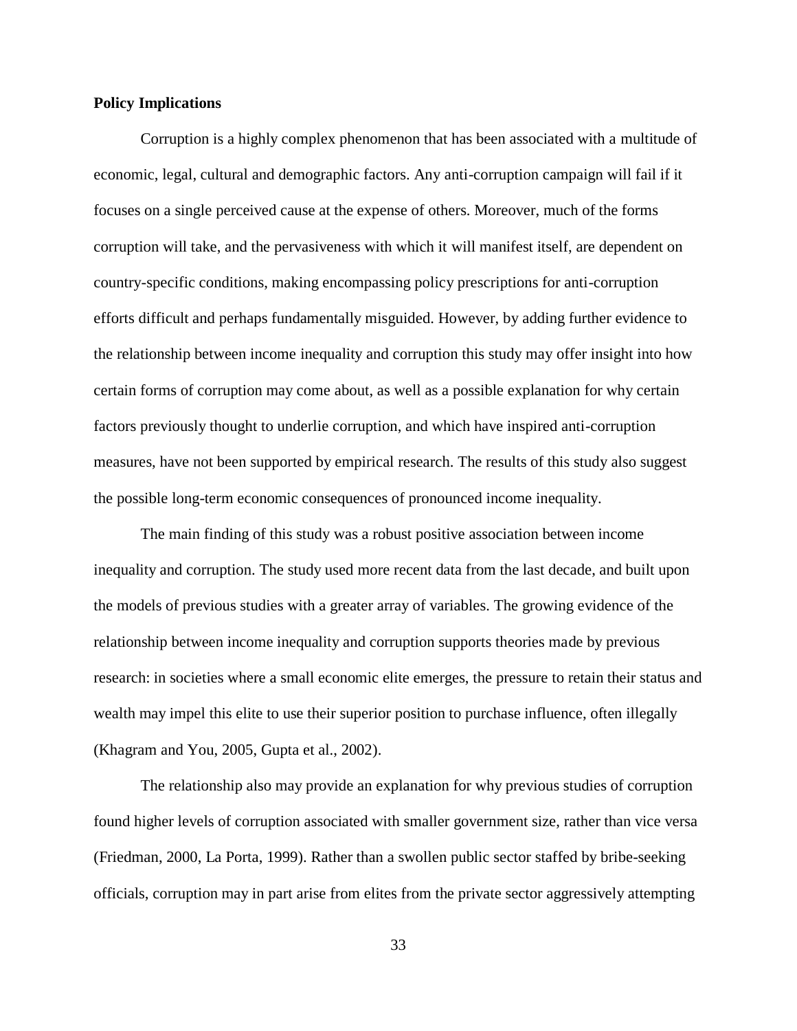**Policy Implications**

Corruption is a highly complex phenomenon that has been associated with a multitude of economic, legal, cultural and demographic factors. Any anti-corruption campaign will fail if it focuses on a single perceived cause at the expense of others. Moreover, much of the forms corruption will take, and the pervasiveness with which it will manifest itself, are dependent on country-specific conditions, making encompassing policy prescriptions for anti-corruption efforts difficult and perhaps fundamentally misguided. However, by adding further evidence to the relationship between income inequality and corruption this study may offer insight into how certain forms of corruption may come about, as well as a possible explanation for why certain factors previously thought to underlie corruption, and which have inspired anti-corruption measures, have not been supported by empirical research. The results of this study also suggest the possible long-term economic consequences of pronounced income inequality.

The main finding of this study was a robust positive association between income inequality and corruption. The study used more recent data from the last decade, and built upon the models of previous studies with a greater array of variables. The growing evidence of the relationship between income inequality and corruption supports theories made by previous research: in societies where a small economic elite emerges, the pressure to retain their status and wealth may impel this elite to use their superior position to purchase influence, often illegally (Khagram and You, 2005, Gupta et al., 2002).

The relationship also may provide an explanation for why previous studies of corruption found higher levels of corruption associated with smaller government size, rather than vice versa (Friedman, 2000, La Porta, 1999). Rather than a swollen public sector staffed by bribe-seeking officials, corruption may in part arise from elites from the private sector aggressively attempting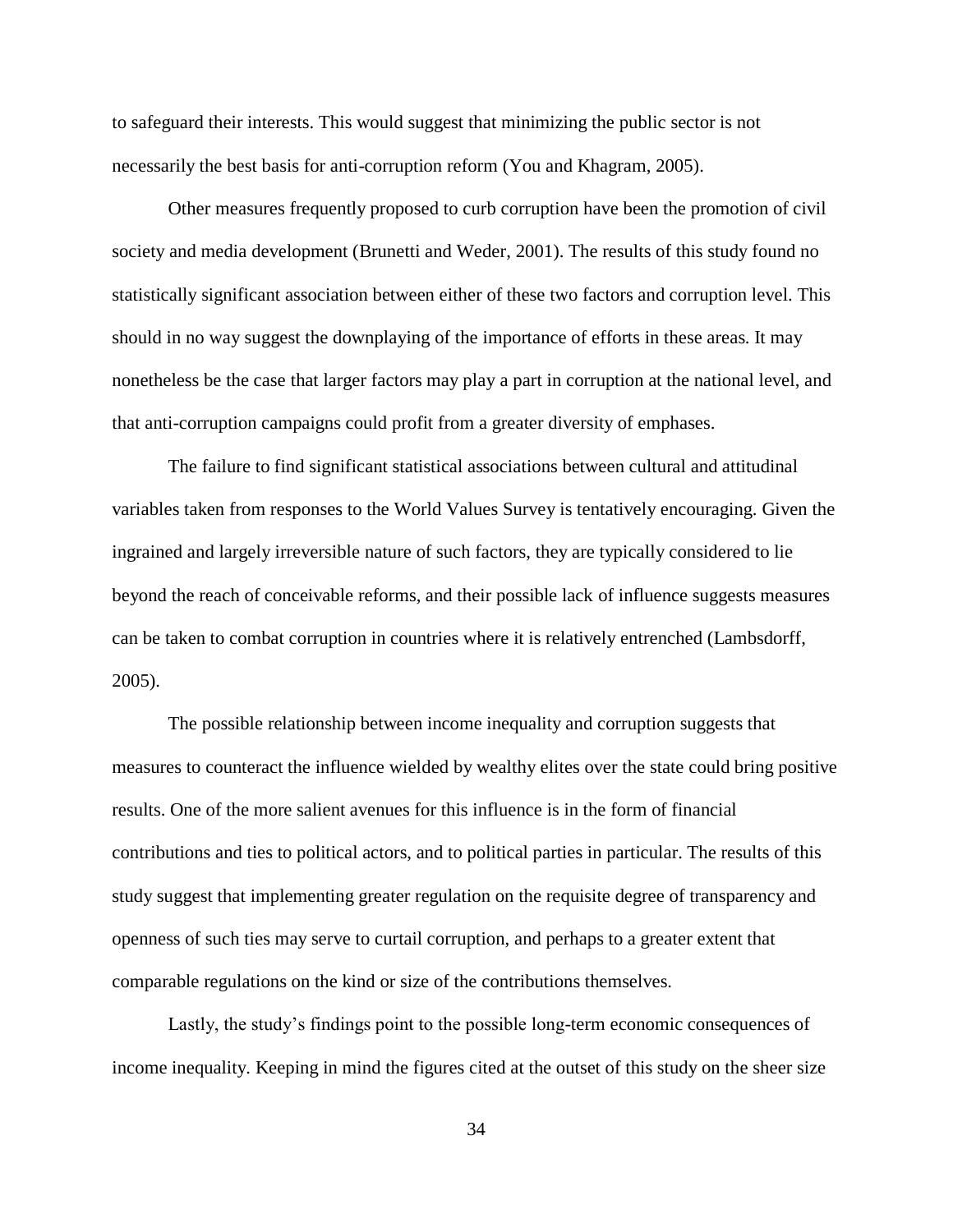to safeguard their interests. This would suggest that minimizing the public sector is not necessarily the best basis for anti-corruption reform (You and Khagram, 2005).

Other measures frequently proposed to curb corruption have been the promotion of civil society and media development (Brunetti and Weder, 2001). The results of this study found no statistically significant association between either of these two factors and corruption level. This should in no way suggest the downplaying of the importance of efforts in these areas. It may nonetheless be the case that larger factors may play a part in corruption at the national level, and that anti-corruption campaigns could profit from a greater diversity of emphases.

The failure to find significant statistical associations between cultural and attitudinal variables taken from responses to the World Values Survey is tentatively encouraging. Given the ingrained and largely irreversible nature of such factors, they are typically considered to lie beyond the reach of conceivable reforms, and their possible lack of influence suggests measures can be taken to combat corruption in countries where it is relatively entrenched (Lambsdorff, 2005).

The possible relationship between income inequality and corruption suggests that measures to counteract the influence wielded by wealthy elites over the state could bring positive results. One of the more salient avenues for this influence is in the form of financial contributions and ties to political actors, and to political parties in particular. The results of this study suggest that implementing greater regulation on the requisite degree of transparency and openness of such ties may serve to curtail corruption, and perhaps to a greater extent that comparable regulations on the kind or size of the contributions themselves.

Lastly, the study's findings point to the possible long-term economic consequences of income inequality. Keeping in mind the figures cited at the outset of this study on the sheer size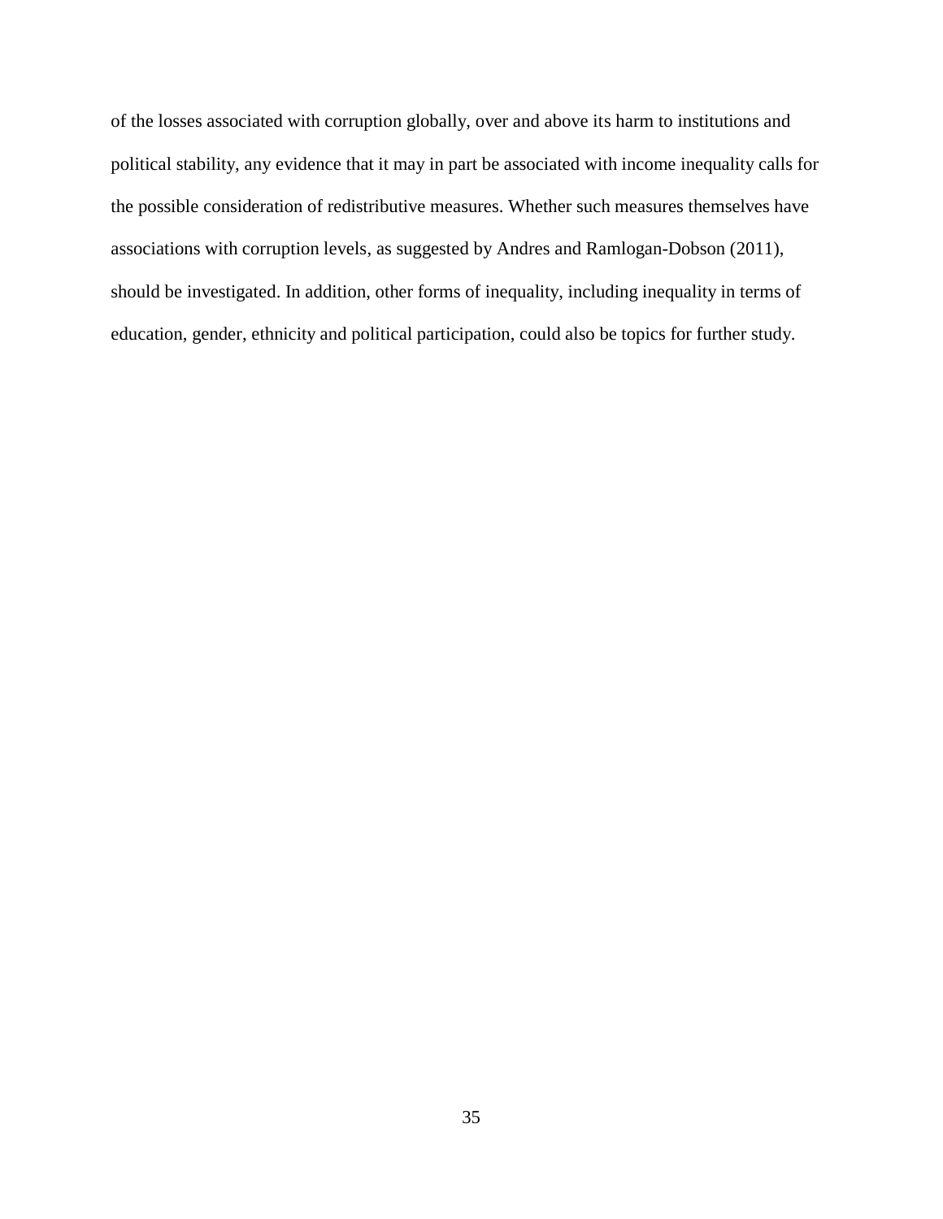of the losses associated with corruption globally, over and above its harm to institutions and political stability, any evidence that it may in part be associated with income inequality calls for the possible consideration of redistributive measures. Whether such measures themselves have associations with corruption levels, as suggested by Andres and Ramlogan-Dobson (2011), should be investigated. In addition, other forms of inequality, including inequality in terms of education, gender, ethnicity and political participation, could also be topics for further study.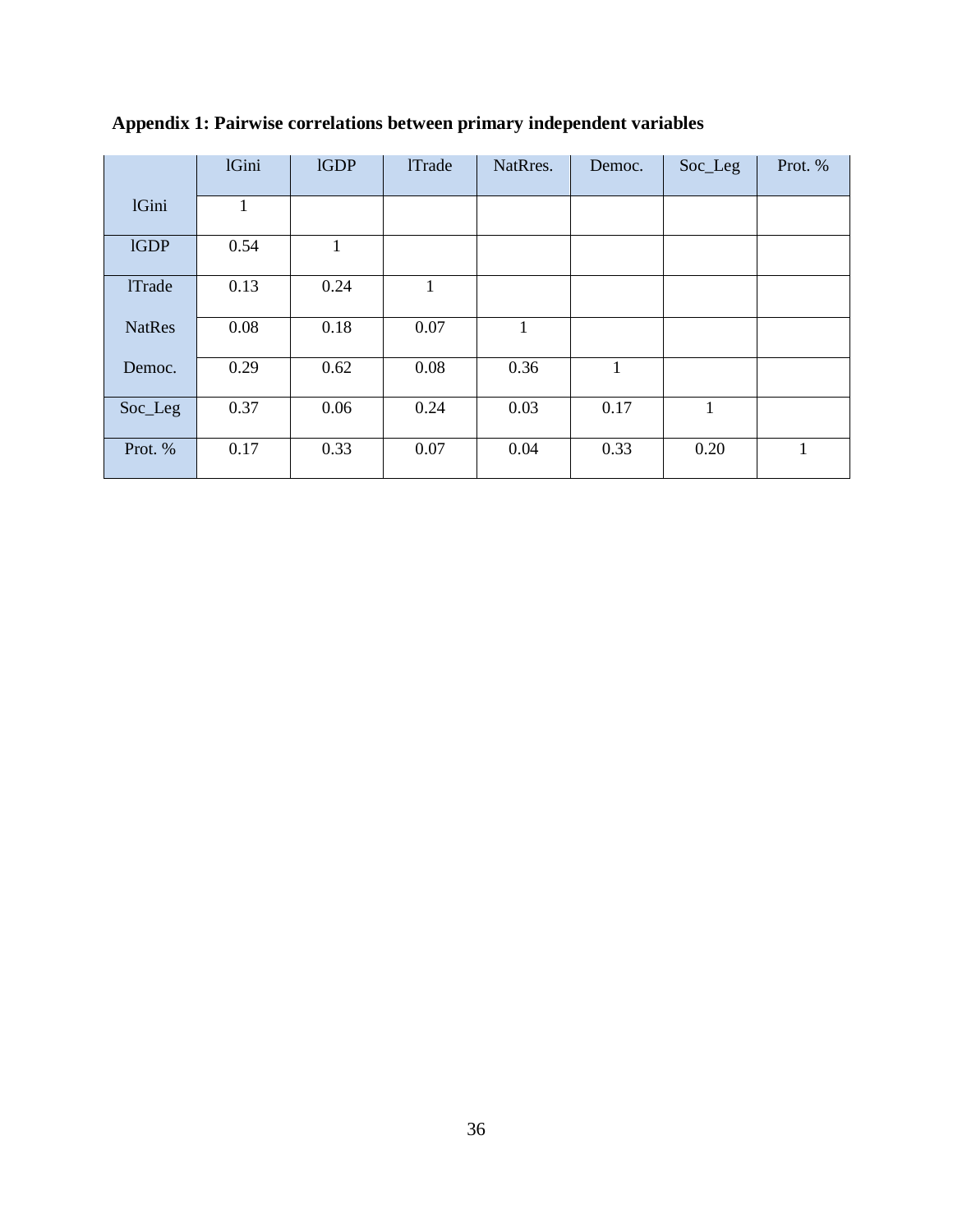**Appendix 1: Pairwise correlations between primary independent variables**

| | lGini | lGDP | lTrade | NatRres. | Democ. | Soc_Leg | Prot. % |
|---|---|---|---|---|---|---|---|
| lGini | 1 | | | | | | |
| lGDP | 0.54 | 1 | | | | | |
| lTrade | 0.13 | 0.24 | 1 | | | | |
| NatRes | 0.08 | 0.18 | 0.07 | 1 | | | |
| Democ. | 0.29 | 0.62 | 0.08 | 0.36 | 1 | | |
| Soc_Leg | 0.37 | 0.06 | 0.24 | 0.03 | 0.17 | 1 | |
| Prot. % | 0.17 | 0.33 | 0.07 | 0.04 | 0.33 | 0.20 | 1 |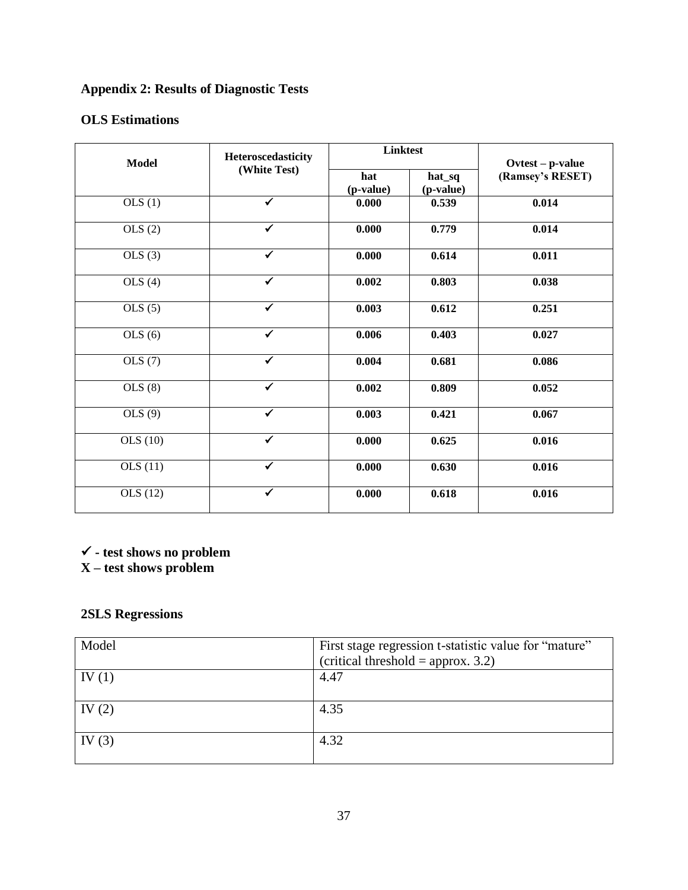## Appendix 2: Results of Diagnostic Tests

### OLS Estimations

| Model | Heteroscedasticity (White Test) | Linktest | | Ovtest – p-value (Ramsey's RESET) |
|---|---|---|---|---|
| | | hat (p-value) | hat_sq (p-value) | |
| OLS (1) | ✓ | **0.000** | **0.539** | **0.014** |
| OLS (2) | ✓ | **0.000** | **0.779** | **0.014** |
| OLS (3) | ✓ | **0.000** | **0.614** | **0.011** |
| OLS (4) | ✓ | **0.002** | **0.803** | **0.038** |
| OLS (5) | ✓ | **0.003** | **0.612** | **0.251** |
| OLS (6) | ✓ | **0.006** | **0.403** | **0.027** |
| OLS (7) | ✓ | **0.004** | **0.681** | **0.086** |
| OLS (8) | ✓ | **0.002** | **0.809** | **0.052** |
| OLS (9) | ✓ | **0.003** | **0.421** | **0.067** |
| OLS (10) | ✓ | **0.000** | **0.625** | **0.016** |
| OLS (11) | ✓ | **0.000** | **0.630** | **0.016** |
| OLS (12) | ✓ | **0.000** | **0.618** | **0.016** |

**✓ - test shows no problem**
**X – test shows problem**

### 2SLS Regressions

| Model | First stage regression t-statistic value for "mature" (critical threshold = approx. 3.2) |
|---|---|
| IV (1) | 4.47 |
| IV (2) | 4.35 |
| IV (3) | 4.32 |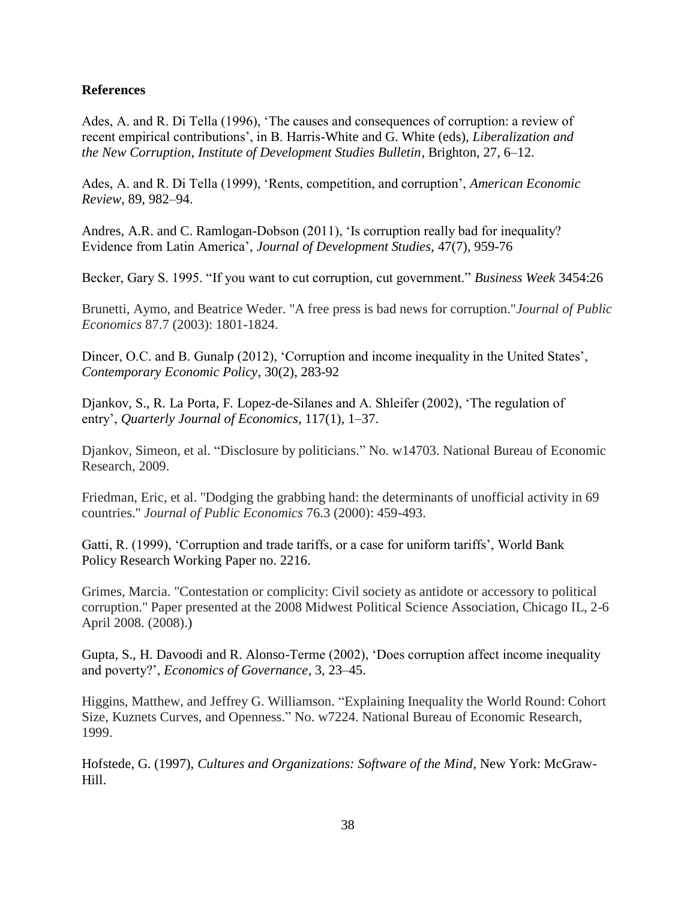**References**

Ades, A. and R. Di Tella (1996), 'The causes and consequences of corruption: a review of recent empirical contributions', in B. Harris-White and G. White (eds), *Liberalization and the New Corruption*, *Institute of Development Studies Bulletin*, Brighton, 27, 6–12.

Ades, A. and R. Di Tella (1999), 'Rents, competition, and corruption', *American Economic Review*, 89, 982–94.

Andres, A.R. and C. Ramlogan-Dobson (2011), 'Is corruption really bad for inequality? Evidence from Latin America', *Journal of Development Studies*, 47(7), 959-76

Becker, Gary S. 1995. "If you want to cut corruption, cut government." *Business Week* 3454:26

Brunetti, Aymo, and Beatrice Weder. "A free press is bad news for corruption."*Journal of Public Economics* 87.7 (2003): 1801-1824.

Dincer, O.C. and B. Gunalp (2012), 'Corruption and income inequality in the United States', *Contemporary Economic Policy*, 30(2), 283-92

Djankov, S., R. La Porta, F. Lopez-de-Silanes and A. Shleifer (2002), 'The regulation of entry', *Quarterly Journal of Economics*, 117(1), 1–37.

Djankov, Simeon, et al. "Disclosure by politicians." No. w14703. National Bureau of Economic Research, 2009.

Friedman, Eric, et al. "Dodging the grabbing hand: the determinants of unofficial activity in 69 countries." *Journal of Public Economics* 76.3 (2000): 459-493.

Gatti, R. (1999), 'Corruption and trade tariffs, or a case for uniform tariffs', World Bank Policy Research Working Paper no. 2216.

Grimes, Marcia. "Contestation or complicity: Civil society as antidote or accessory to political corruption." Paper presented at the 2008 Midwest Political Science Association, Chicago IL, 2-6 April 2008. (2008).)

Gupta, S., H. Davoodi and R. Alonso-Terme (2002), 'Does corruption affect income inequality and poverty?', *Economics of Governance*, 3, 23–45.

Higgins, Matthew, and Jeffrey G. Williamson. "Explaining Inequality the World Round: Cohort Size, Kuznets Curves, and Openness." No. w7224. National Bureau of Economic Research, 1999.

Hofstede, G. (1997), *Cultures and Organizations: Software of the Mind*, New York: McGraw-Hill.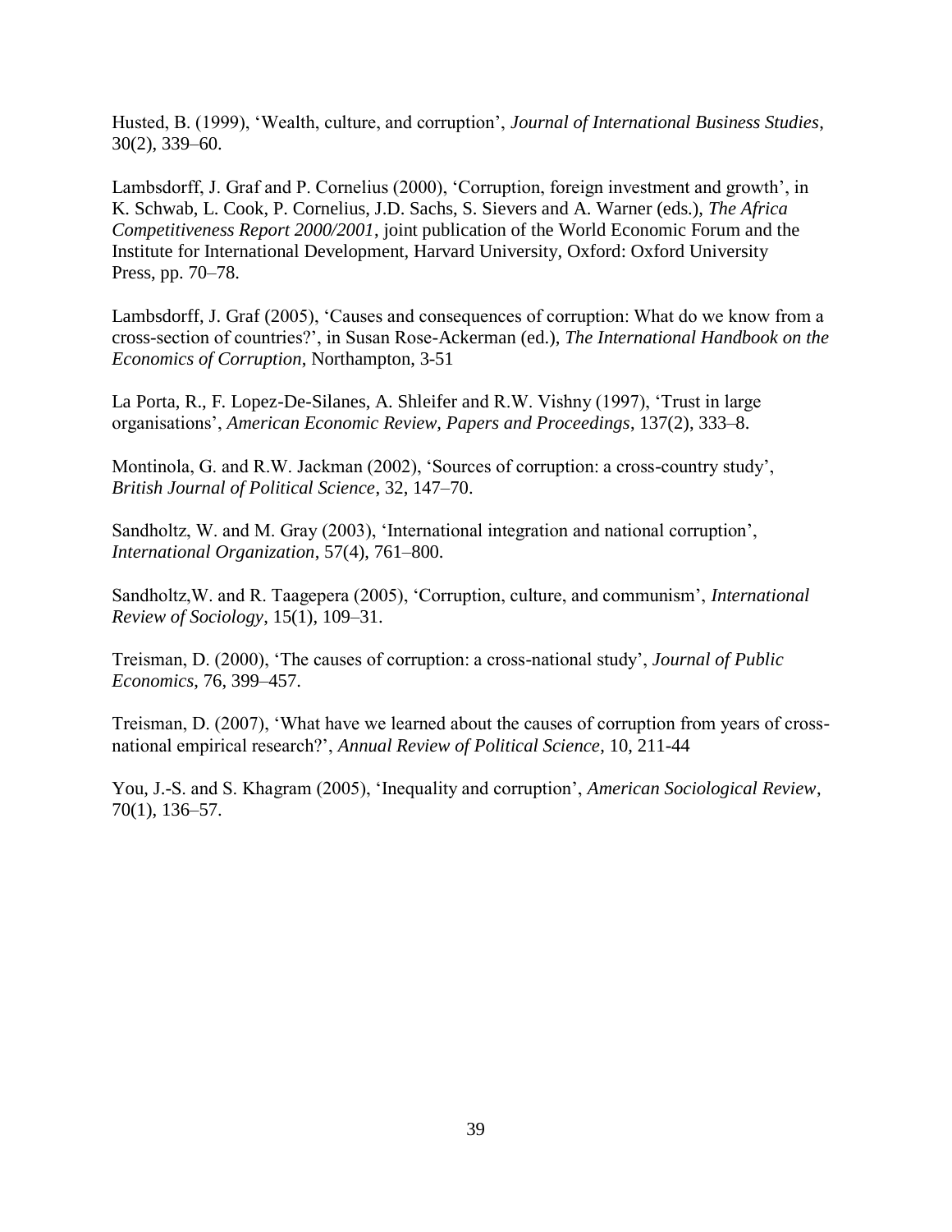Husted, B. (1999), 'Wealth, culture, and corruption', *Journal of International Business Studies*, 30(2), 339–60.

Lambsdorff, J. Graf and P. Cornelius (2000), 'Corruption, foreign investment and growth', in K. Schwab, L. Cook, P. Cornelius, J.D. Sachs, S. Sievers and A. Warner (eds.), *The Africa Competitiveness Report 2000/2001*, joint publication of the World Economic Forum and the Institute for International Development, Harvard University, Oxford: Oxford University Press, pp. 70–78.

Lambsdorff, J. Graf (2005), 'Causes and consequences of corruption: What do we know from a cross-section of countries?', in Susan Rose-Ackerman (ed.), *The International Handbook on the Economics of Corruption*, Northampton, 3-51

La Porta, R., F. Lopez-De-Silanes, A. Shleifer and R.W. Vishny (1997), 'Trust in large organisations', *American Economic Review, Papers and Proceedings*, 137(2), 333–8.

Montinola, G. and R.W. Jackman (2002), 'Sources of corruption: a cross-country study', *British Journal of Political Science*, 32, 147–70.

Sandholtz, W. and M. Gray (2003), 'International integration and national corruption', *International Organization*, 57(4), 761–800.

Sandholtz,W. and R. Taagepera (2005), 'Corruption, culture, and communism', *International Review of Sociology*, 15(1), 109–31.

Treisman, D. (2000), 'The causes of corruption: a cross-national study', *Journal of Public Economics*, 76, 399–457.

Treisman, D. (2007), 'What have we learned about the causes of corruption from years of cross-national empirical research?', *Annual Review of Political Science*, 10, 211-44

You, J.-S. and S. Khagram (2005), 'Inequality and corruption', *American Sociological Review*, 70(1), 136–57.